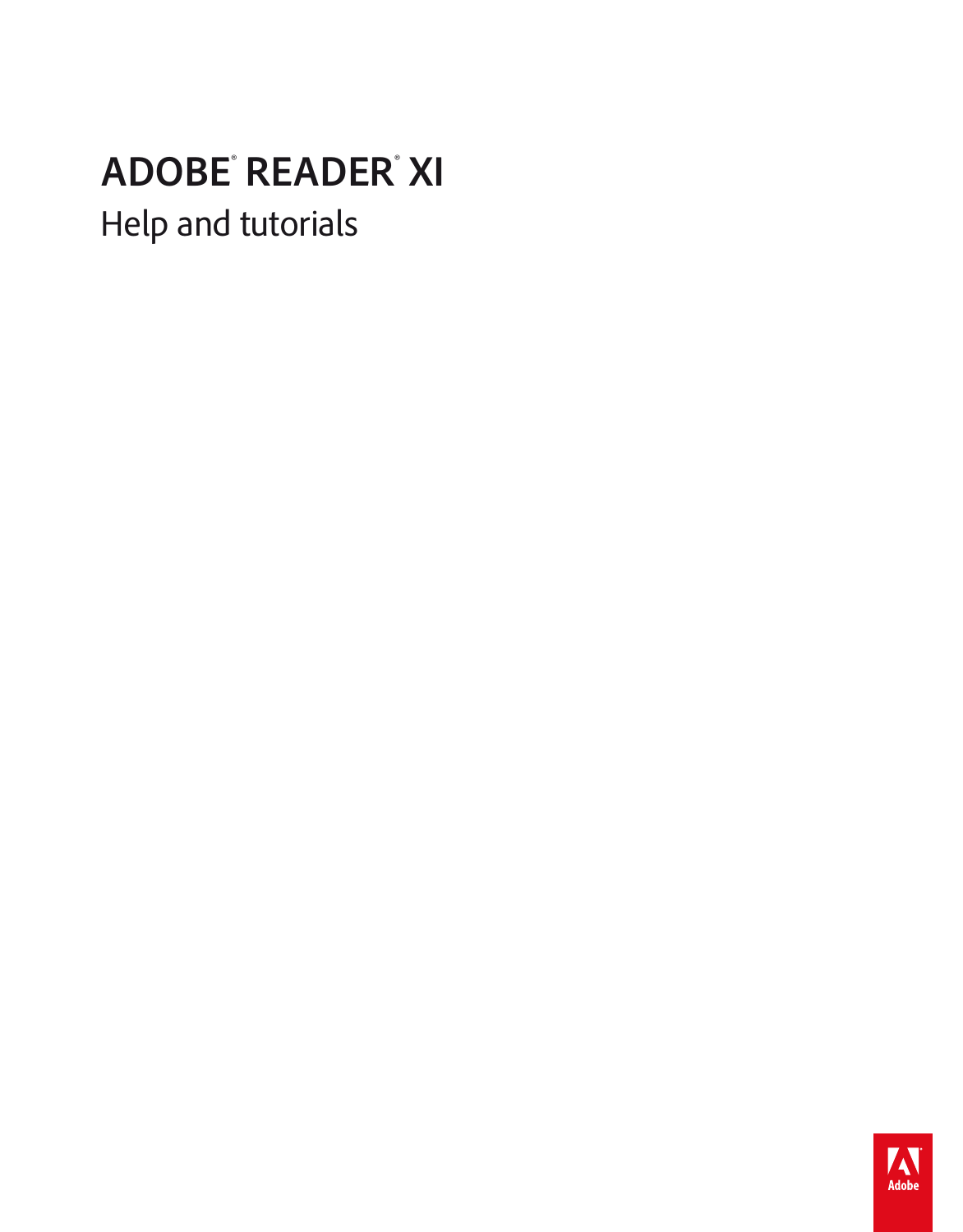# ADOBE® READER® XI

Help and tutorials

Adobe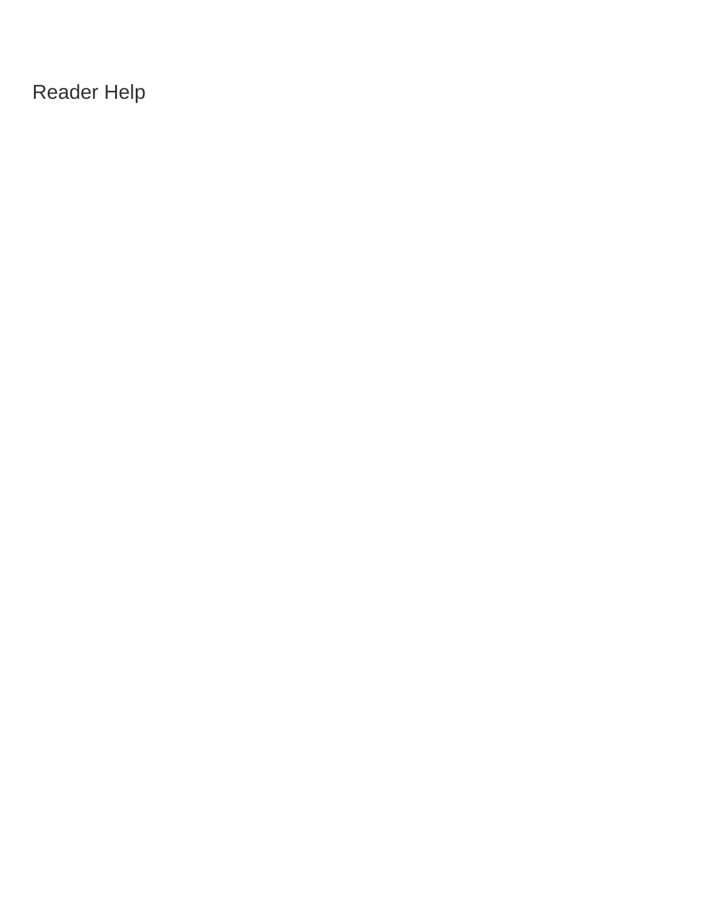# Reader Help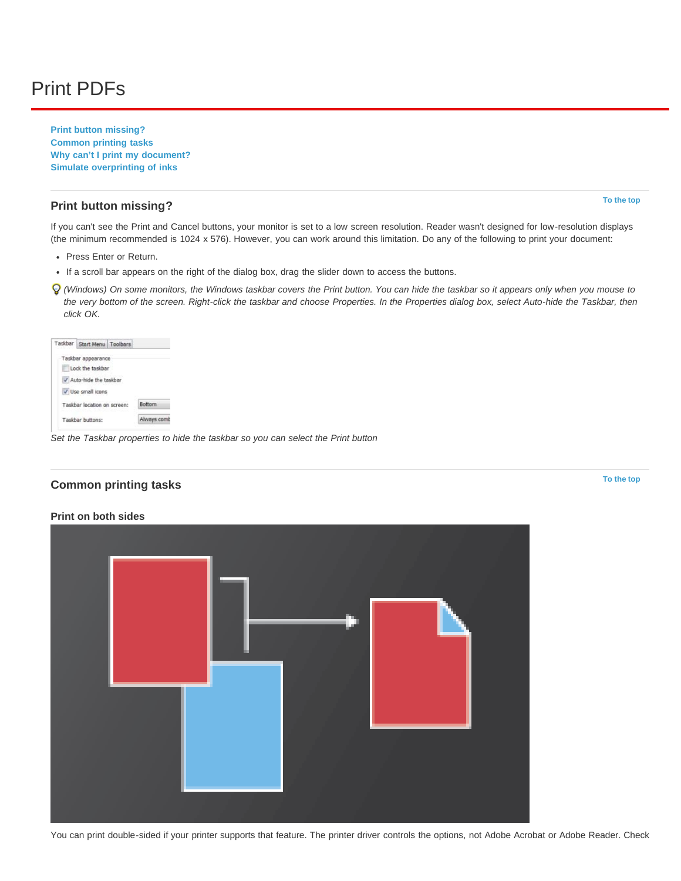# Print PDFs

**Print button missing?**
**Common printing tasks**
**Why can't I print my document?**
**Simulate overprinting of inks**

## Print button missing?

To the top

If you can't see the Print and Cancel buttons, your monitor is set to a low screen resolution. Reader wasn't designed for low-resolution displays (the minimum recommended is 1024 x 576). However, you can work around this limitation. Do any of the following to print your document:

- Press Enter or Return.
- If a scroll bar appears on the right of the dialog box, drag the slider down to access the buttons.

*(Windows) On some monitors, the Windows taskbar covers the Print button. You can hide the taskbar so it appears only when you mouse to the very bottom of the screen. Right-click the taskbar and choose Properties. In the Properties dialog box, select Auto-hide the Taskbar, then click OK.*

*Set the Taskbar properties to hide the taskbar so you can select the Print button*

## Common printing tasks

To the top

### Print on both sides

You can print double-sided if your printer supports that feature. The printer driver controls the options, not Adobe Acrobat or Adobe Reader. Check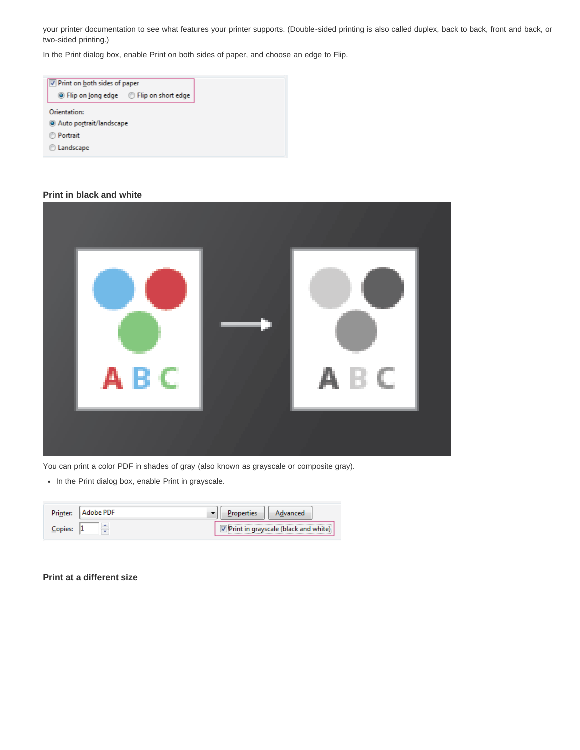your printer documentation to see what features your printer supports. (Double-sided printing is also called duplex, back to back, front and back, or two-sided printing.)

In the Print dialog box, enable Print on both sides of paper, and choose an edge to Flip.

**Print in black and white**

You can print a color PDF in shades of gray (also known as grayscale or composite gray).

- In the Print dialog box, enable Print in grayscale.

**Print at a different size**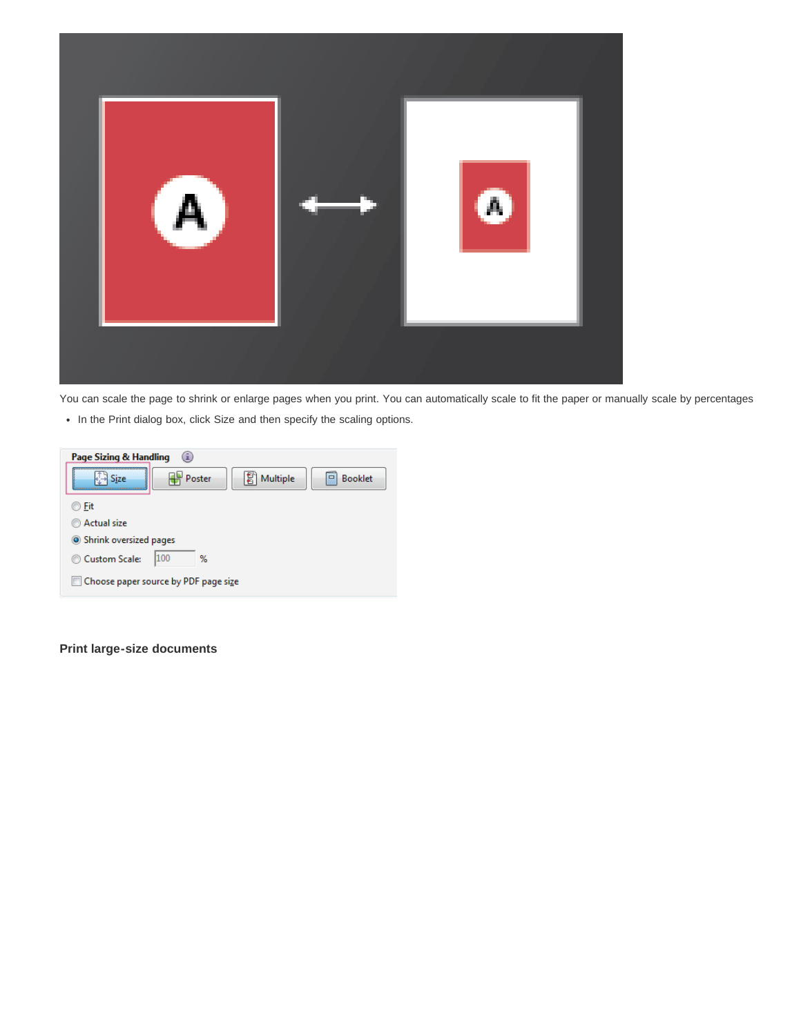You can scale the page to shrink or enlarge pages when you print. You can automatically scale to fit the paper or manually scale by percentages

- In the Print dialog box, click Size and then specify the scaling options.

**Print large-size documents**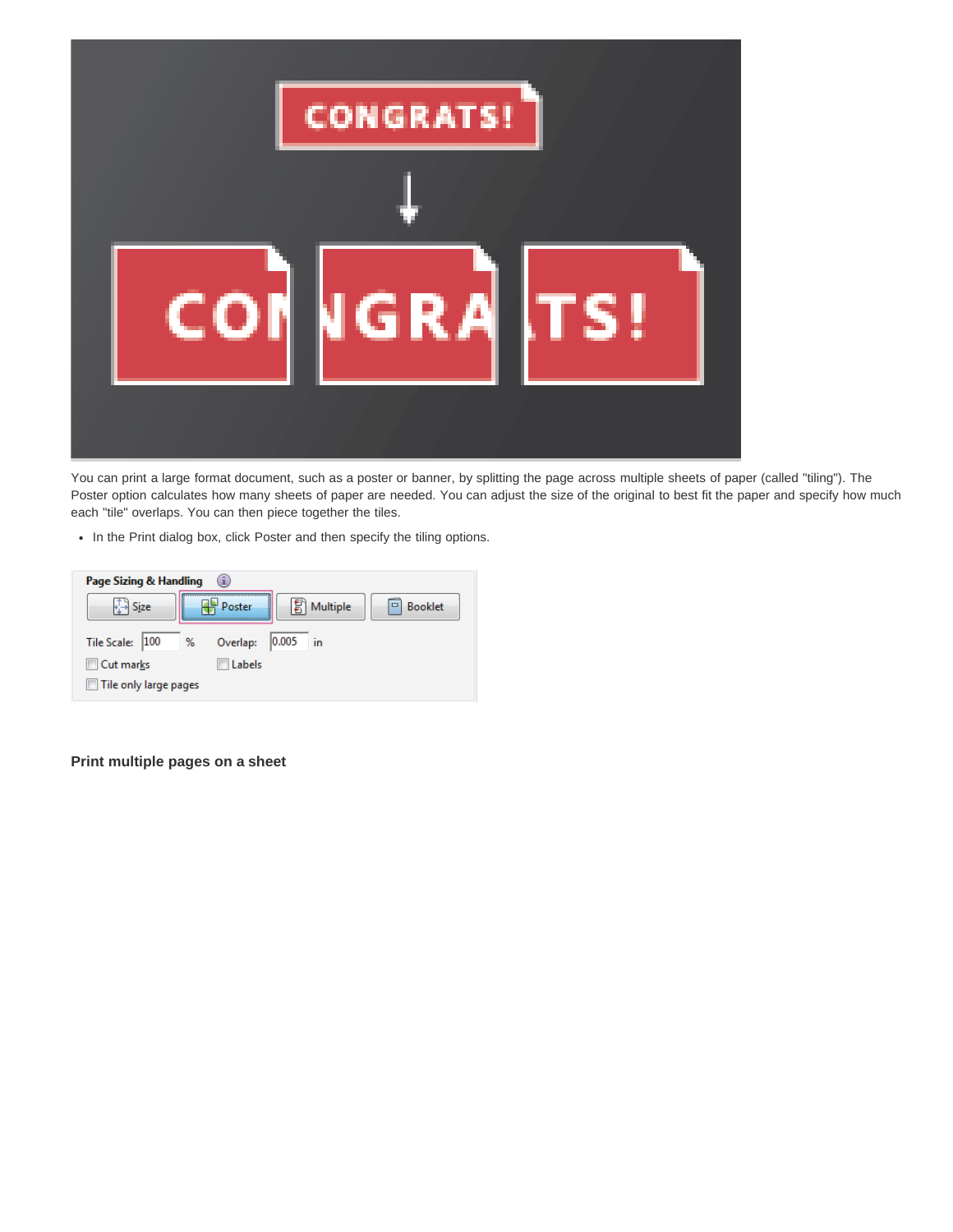You can print a large format document, such as a poster or banner, by splitting the page across multiple sheets of paper (called "tiling"). The Poster option calculates how many sheets of paper are needed. You can adjust the size of the original to best fit the paper and specify how much each "tile" overlaps. You can then piece together the tiles.

- In the Print dialog box, click Poster and then specify the tiling options.

**Print multiple pages on a sheet**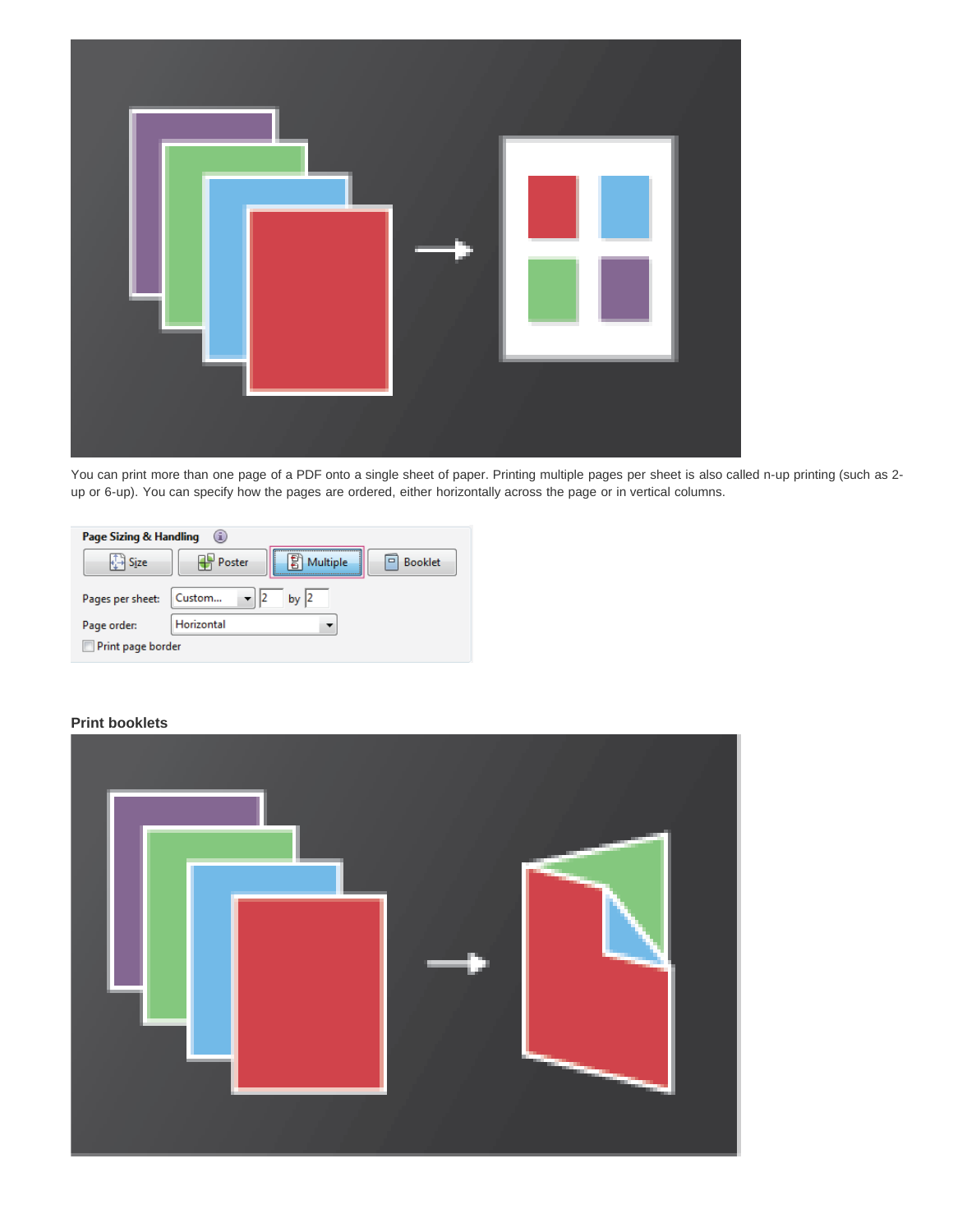You can print more than one page of a PDF onto a single sheet of paper. Printing multiple pages per sheet is also called n-up printing (such as 2-up or 6-up). You can specify how the pages are ordered, either horizontally across the page or in vertical columns.

Page Sizing & Handling

Size
Poster
Multiple
Booklet

Pages per sheet: Custom... 2 by 2

Page order: Horizontal

Print page border

### Print booklets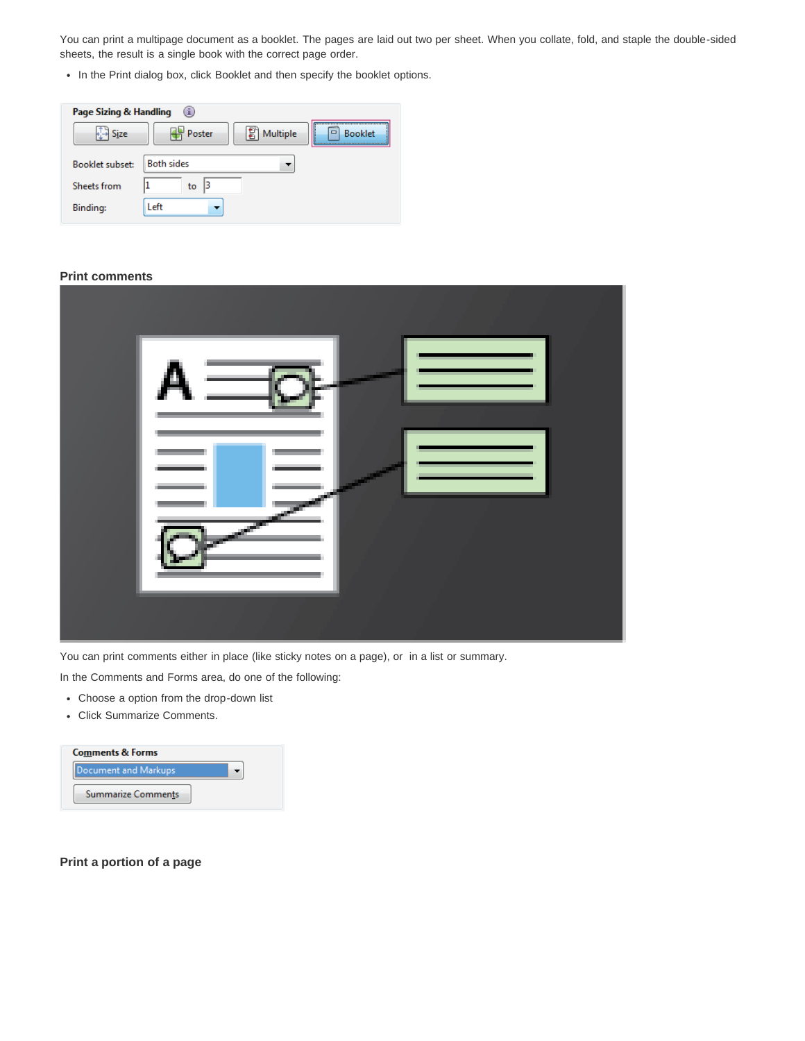You can print a multipage document as a booklet. The pages are laid out two per sheet. When you collate, fold, and staple the double-sided sheets, the result is a single book with the correct page order.

- In the Print dialog box, click Booklet and then specify the booklet options.

**Print comments**

You can print comments either in place (like sticky notes on a page), or in a list or summary.

In the Comments and Forms area, do one of the following:

- Choose a option from the drop-down list
- Click Summarize Comments.

**Print a portion of a page**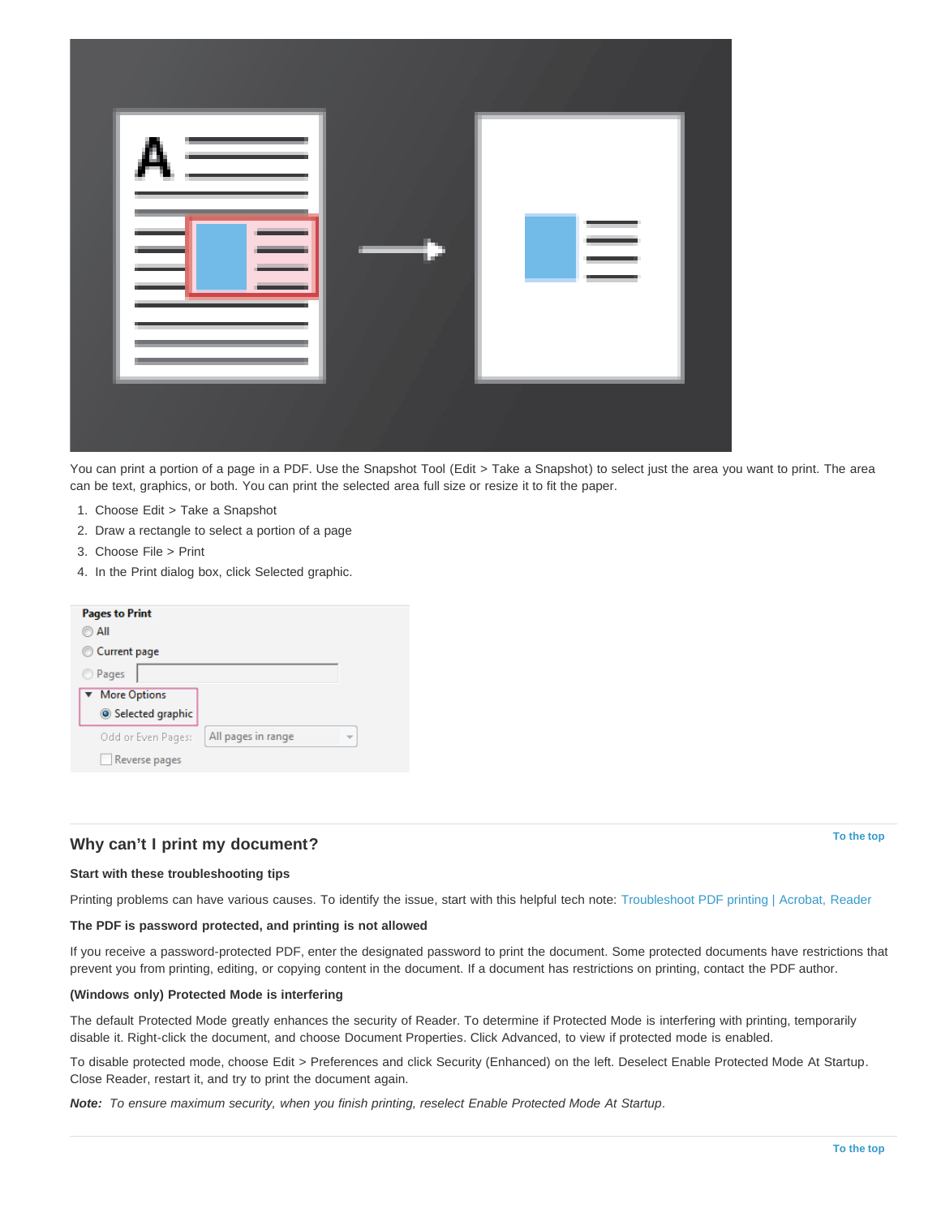You can print a portion of a page in a PDF. Use the Snapshot Tool (Edit > Take a Snapshot) to select just the area you want to print. The area can be text, graphics, or both. You can print the selected area full size or resize it to fit the paper.

1. Choose Edit > Take a Snapshot
2. Draw a rectangle to select a portion of a page
3. Choose File > Print
4. In the Print dialog box, click Selected graphic.

## Why can't I print my document?

To the top

### Start with these troubleshooting tips

Printing problems can have various causes. To identify the issue, start with this helpful tech note: Troubleshoot PDF printing | Acrobat, Reader

### The PDF is password protected, and printing is not allowed

If you receive a password-protected PDF, enter the designated password to print the document. Some protected documents have restrictions that prevent you from printing, editing, or copying content in the document. If a document has restrictions on printing, contact the PDF author.

### (Windows only) Protected Mode is interfering

The default Protected Mode greatly enhances the security of Reader. To determine if Protected Mode is interfering with printing, temporarily disable it. Right-click the document, and choose Document Properties. Click Advanced, to view if protected mode is enabled.

To disable protected mode, choose Edit > Preferences and click Security (Enhanced) on the left. Deselect Enable Protected Mode At Startup. Close Reader, restart it, and try to print the document again.

**Note:** *To ensure maximum security, when you finish printing, reselect Enable Protected Mode At Startup.*

To the top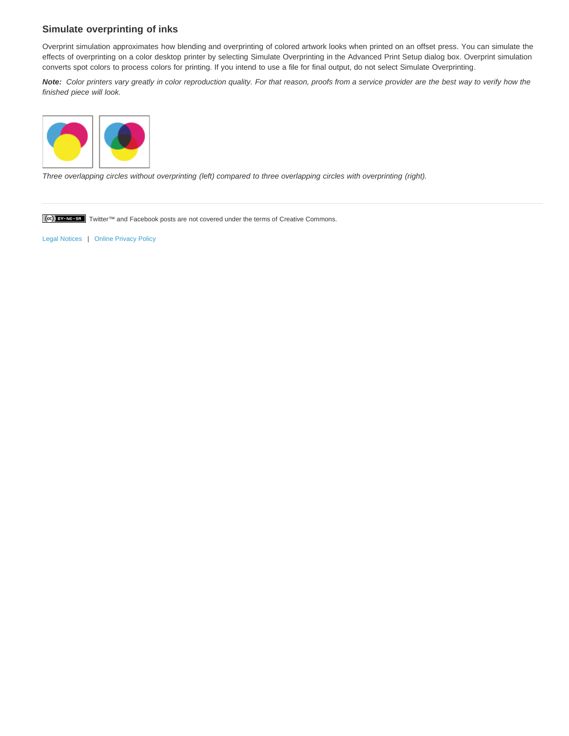## Simulate overprinting of inks

Overprint simulation approximates how blending and overprinting of colored artwork looks when printed on an offset press. You can simulate the effects of overprinting on a color desktop printer by selecting Simulate Overprinting in the Advanced Print Setup dialog box. Overprint simulation converts spot colors to process colors for printing. If you intend to use a file for final output, do not select Simulate Overprinting.

***Note:*** *Color printers vary greatly in color reproduction quality. For that reason, proofs from a service provider are the best way to verify how the finished piece will look.*

*Three overlapping circles without overprinting (left) compared to three overlapping circles with overprinting (right).*

---

Twitter™ and Facebook posts are not covered under the terms of Creative Commons.

Legal Notices | Online Privacy Policy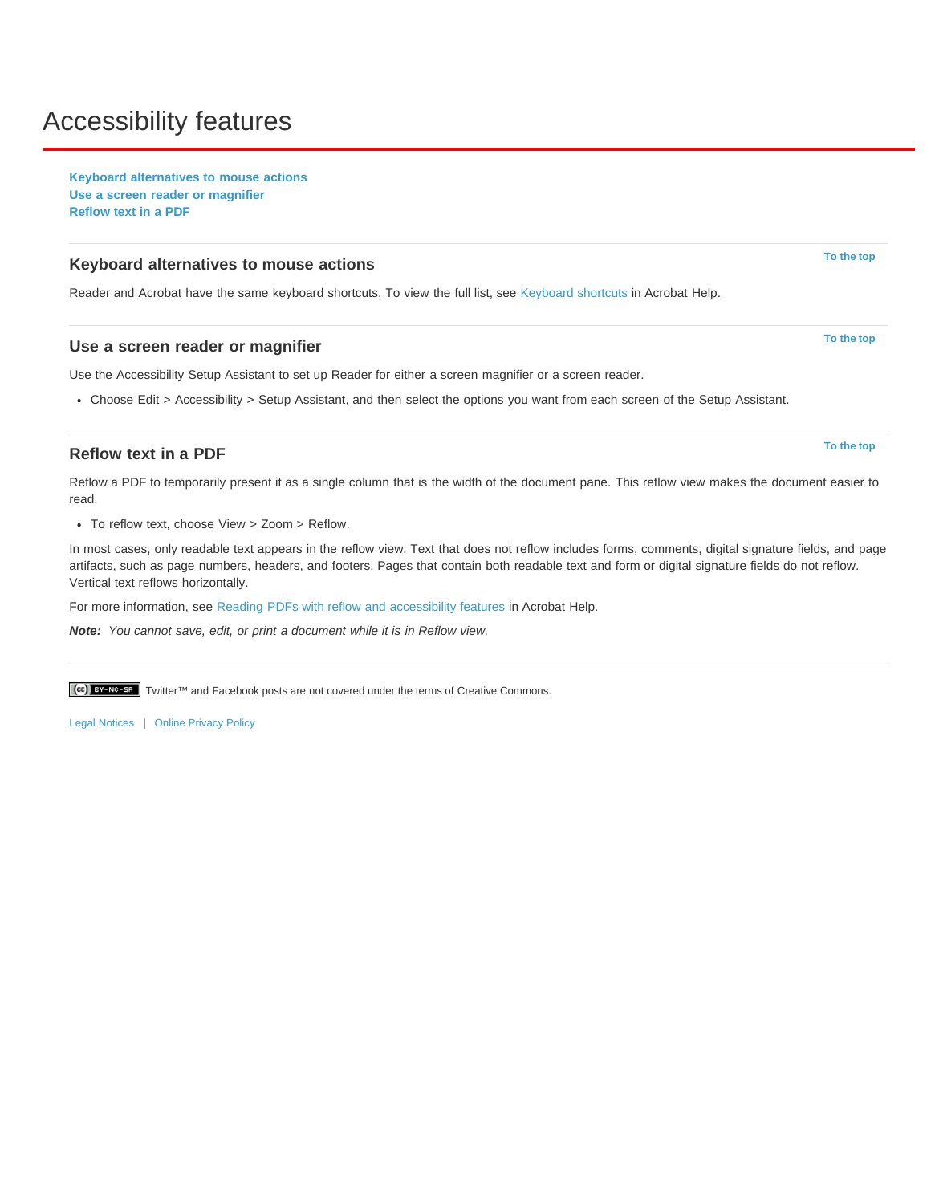# Accessibility features

**Keyboard alternatives to mouse actions**
**Use a screen reader or magnifier**
**Reflow text in a PDF**

## Keyboard alternatives to mouse actions

**To the top**

Reader and Acrobat have the same keyboard shortcuts. To view the full list, see Keyboard shortcuts in Acrobat Help.

## Use a screen reader or magnifier

**To the top**

Use the Accessibility Setup Assistant to set up Reader for either a screen magnifier or a screen reader.

- Choose Edit > Accessibility > Setup Assistant, and then select the options you want from each screen of the Setup Assistant.

## Reflow text in a PDF

**To the top**

Reflow a PDF to temporarily present it as a single column that is the width of the document pane. This reflow view makes the document easier to read.

- To reflow text, choose View > Zoom > Reflow.

In most cases, only readable text appears in the reflow view. Text that does not reflow includes forms, comments, digital signature fields, and page artifacts, such as page numbers, headers, and footers. Pages that contain both readable text and form or digital signature fields do not reflow. Vertical text reflows horizontally.

For more information, see Reading PDFs with reflow and accessibility features in Acrobat Help.

***Note:*** *You cannot save, edit, or print a document while it is in Reflow view.*

Twitter™ and Facebook posts are not covered under the terms of Creative Commons.

Legal Notices | Online Privacy Policy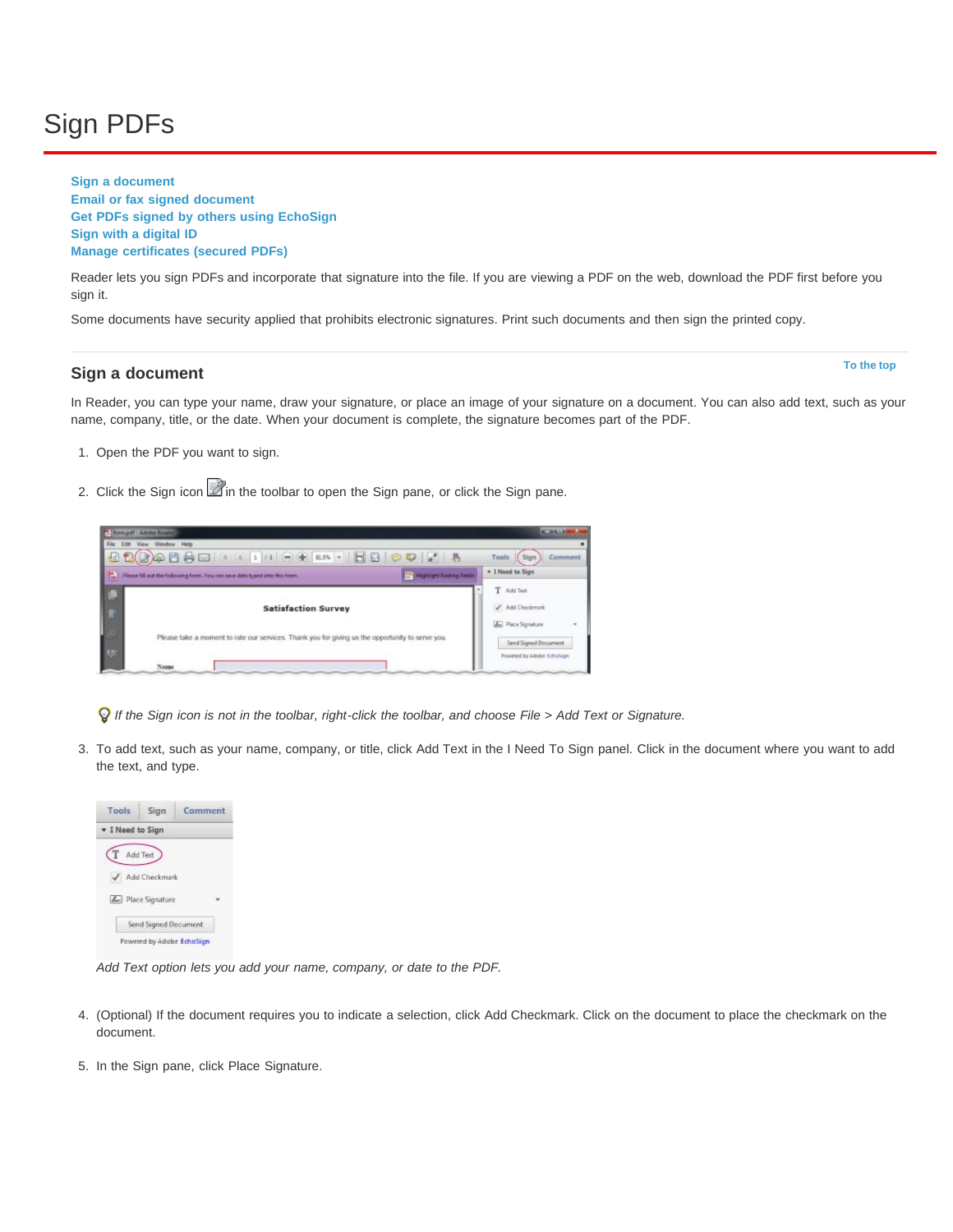# Sign PDFs

Sign a document
Email or fax signed document
Get PDFs signed by others using EchoSign
Sign with a digital ID
Manage certificates (secured PDFs)

Reader lets you sign PDFs and incorporate that signature into the file. If you are viewing a PDF on the web, download the PDF first before you sign it.

Some documents have security applied that prohibits electronic signatures. Print such documents and then sign the printed copy.

## Sign a document

To the top

In Reader, you can type your name, draw your signature, or place an image of your signature on a document. You can also add text, such as your name, company, title, or the date. When your document is complete, the signature becomes part of the PDF.

1. Open the PDF you want to sign.
2. Click the Sign icon in the toolbar to open the Sign pane, or click the Sign pane.

   *If the Sign icon is not in the toolbar, right-click the toolbar, and choose File > Add Text or Signature.*

3. To add text, such as your name, company, or title, click Add Text in the I Need To Sign panel. Click in the document where you want to add the text, and type.

   *Add Text option lets you add your name, company, or date to the PDF.*

4. (Optional) If the document requires you to indicate a selection, click Add Checkmark. Click on the document to place the checkmark on the document.
5. In the Sign pane, click Place Signature.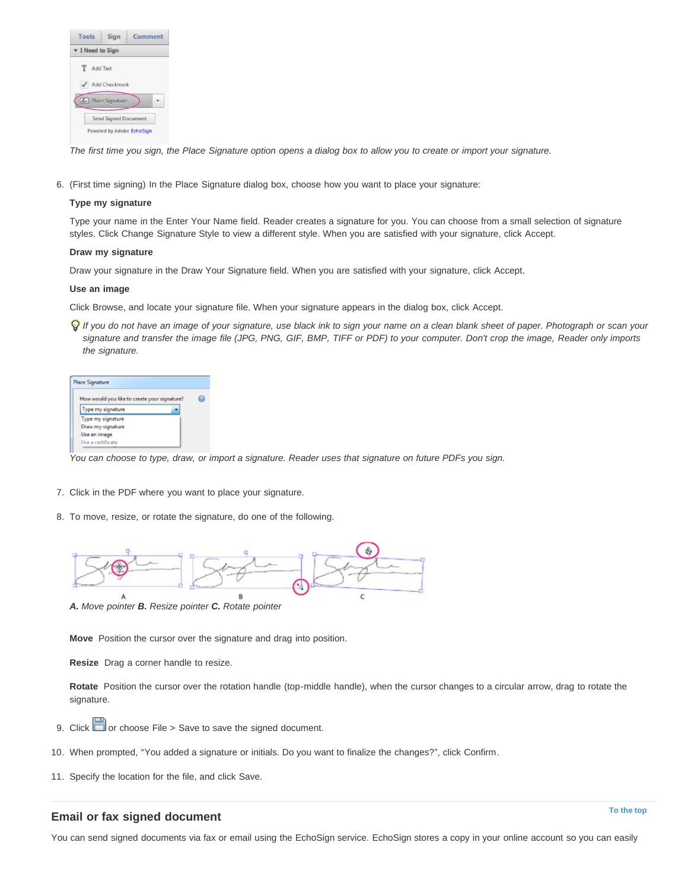*The first time you sign, the Place Signature option opens a dialog box to allow you to create or import your signature.*

6. (First time signing) In the Place Signature dialog box, choose how you want to place your signature:

   **Type my signature**

   Type your name in the Enter Your Name field. Reader creates a signature for you. You can choose from a small selection of signature styles. Click Change Signature Style to view a different style. When you are satisfied with your signature, click Accept.

   **Draw my signature**

   Draw your signature in the Draw Your Signature field. When you are satisfied with your signature, click Accept.

   **Use an image**

   Click Browse, and locate your signature file. When your signature appears in the dialog box, click Accept.

   *If you do not have an image of your signature, use black ink to sign your name on a clean blank sheet of paper. Photograph or scan your signature and transfer the image file (JPG, PNG, GIF, BMP, TIFF or PDF) to your computer. Don't crop the image, Reader only imports the signature.*

   *You can choose to type, draw, or import a signature. Reader uses that signature on future PDFs you sign.*

7. Click in the PDF where you want to place your signature.

8. To move, resize, or rotate the signature, do one of the following.

   ***A.*** *Move pointer* ***B.*** *Resize pointer* ***C.*** *Rotate pointer*

   **Move** Position the cursor over the signature and drag into position.

   **Resize** Drag a corner handle to resize.

   **Rotate** Position the cursor over the rotation handle (top-middle handle), when the cursor changes to a circular arrow, drag to rotate the signature.

9. Click or choose File > Save to save the signed document.

10. When prompted, "You added a signature or initials. Do you want to finalize the changes?", click Confirm.

11. Specify the location for the file, and click Save.

To the top

## Email or fax signed document

You can send signed documents via fax or email using the EchoSign service. EchoSign stores a copy in your online account so you can easily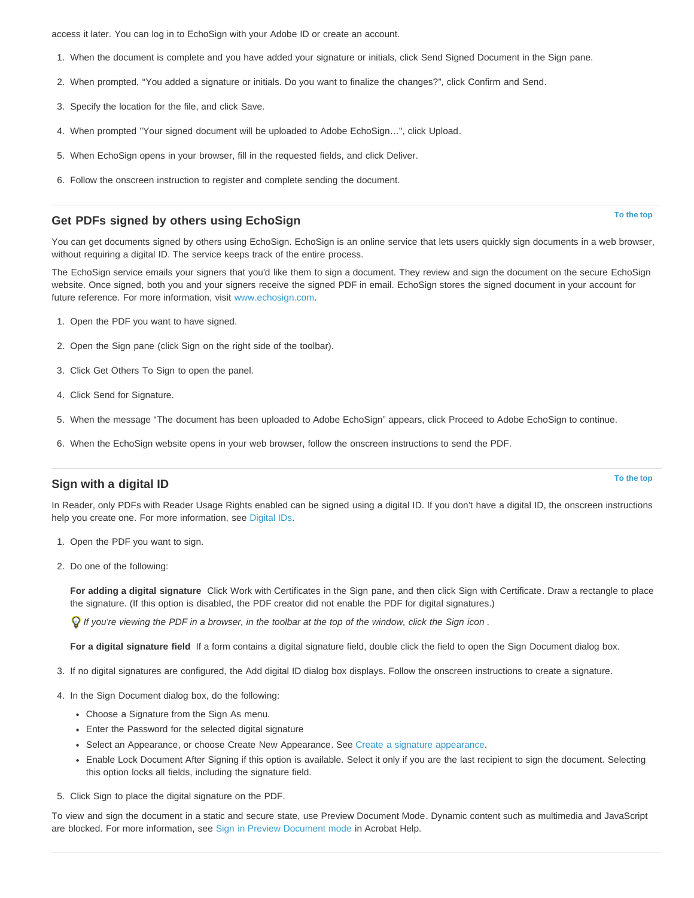access it later. You can log in to EchoSign with your Adobe ID or create an account.

1. When the document is complete and you have added your signature or initials, click Send Signed Document in the Sign pane.
2. When prompted, “You added a signature or initials. Do you want to finalize the changes?”, click Confirm and Send.
3. Specify the location for the file, and click Save.
4. When prompted "Your signed document will be uploaded to Adobe EchoSign…", click Upload.
5. When EchoSign opens in your browser, fill in the requested fields, and click Deliver.
6. Follow the onscreen instruction to register and complete sending the document.

To the top

## Get PDFs signed by others using EchoSign

You can get documents signed by others using EchoSign. EchoSign is an online service that lets users quickly sign documents in a web browser, without requiring a digital ID. The service keeps track of the entire process.

The EchoSign service emails your signers that you'd like them to sign a document. They review and sign the document on the secure EchoSign website. Once signed, both you and your signers receive the signed PDF in email. EchoSign stores the signed document in your account for future reference. For more information, visit www.echosign.com.

1. Open the PDF you want to have signed.
2. Open the Sign pane (click Sign on the right side of the toolbar).
3. Click Get Others To Sign to open the panel.
4. Click Send for Signature.
5. When the message “The document has been uploaded to Adobe EchoSign” appears, click Proceed to Adobe EchoSign to continue.
6. When the EchoSign website opens in your web browser, follow the onscreen instructions to send the PDF.

To the top

## Sign with a digital ID

In Reader, only PDFs with Reader Usage Rights enabled can be signed using a digital ID. If you don’t have a digital ID, the onscreen instructions help you create one. For more information, see Digital IDs.

1. Open the PDF you want to sign.
2. Do one of the following:

   **For adding a digital signature** Click Work with Certificates in the Sign pane, and then click Sign with Certificate. Draw a rectangle to place the signature. (If this option is disabled, the PDF creator did not enable the PDF for digital signatures.)

   *If you're viewing the PDF in a browser, in the toolbar at the top of the window, click the Sign icon .*

   **For a digital signature field** If a form contains a digital signature field, double click the field to open the Sign Document dialog box.

3. If no digital signatures are configured, the Add digital ID dialog box displays. Follow the onscreen instructions to create a signature.
4. In the Sign Document dialog box, do the following:
   - Choose a Signature from the Sign As menu.
   - Enter the Password for the selected digital signature
   - Select an Appearance, or choose Create New Appearance. See Create a signature appearance.
   - Enable Lock Document After Signing if this option is available. Select it only if you are the last recipient to sign the document. Selecting this option locks all fields, including the signature field.
5. Click Sign to place the digital signature on the PDF.

To view and sign the document in a static and secure state, use Preview Document Mode. Dynamic content such as multimedia and JavaScript are blocked. For more information, see Sign in Preview Document mode in Acrobat Help.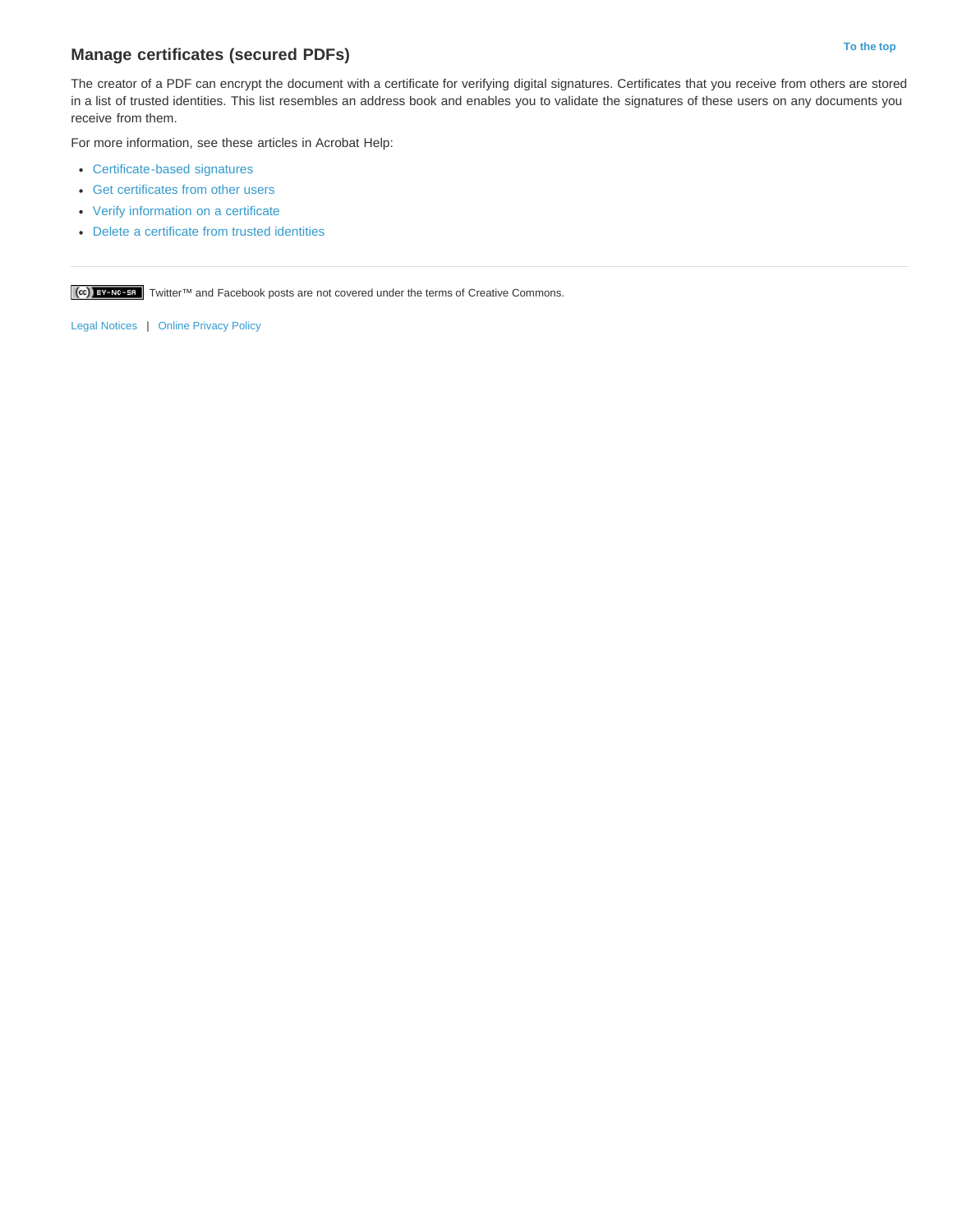## Manage certificates (secured PDFs)

To the top

The creator of a PDF can encrypt the document with a certificate for verifying digital signatures. Certificates that you receive from others are stored in a list of trusted identities. This list resembles an address book and enables you to validate the signatures of these users on any documents you receive from them.

For more information, see these articles in Acrobat Help:

- Certificate-based signatures
- Get certificates from other users
- Verify information on a certificate
- Delete a certificate from trusted identities

---

Twitter™ and Facebook posts are not covered under the terms of Creative Commons.

Legal Notices | Online Privacy Policy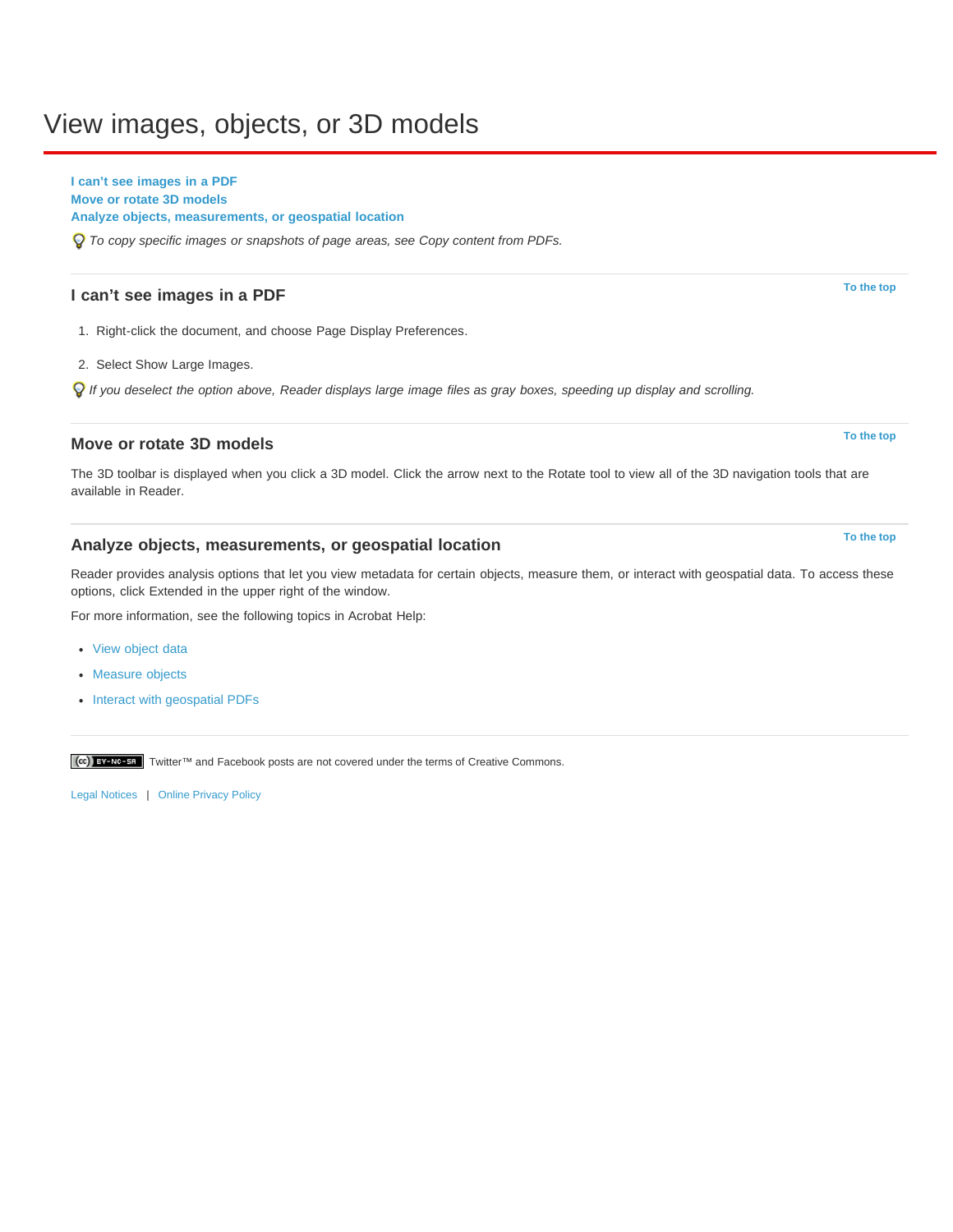# View images, objects, or 3D models

**I can't see images in a PDF**
**Move or rotate 3D models**
**Analyze objects, measurements, or geospatial location**

*To copy specific images or snapshots of page areas, see Copy content from PDFs.*

## I can't see images in a PDF

To the top

1. Right-click the document, and choose Page Display Preferences.
2. Select Show Large Images.

*If you deselect the option above, Reader displays large image files as gray boxes, speeding up display and scrolling.*

## Move or rotate 3D models

To the top

The 3D toolbar is displayed when you click a 3D model. Click the arrow next to the Rotate tool to view all of the 3D navigation tools that are available in Reader.

## Analyze objects, measurements, or geospatial location

To the top

Reader provides analysis options that let you view metadata for certain objects, measure them, or interact with geospatial data. To access these options, click Extended in the upper right of the window.

For more information, see the following topics in Acrobat Help:

- View object data
- Measure objects
- Interact with geospatial PDFs

Twitter™ and Facebook posts are not covered under the terms of Creative Commons.

Legal Notices | Online Privacy Policy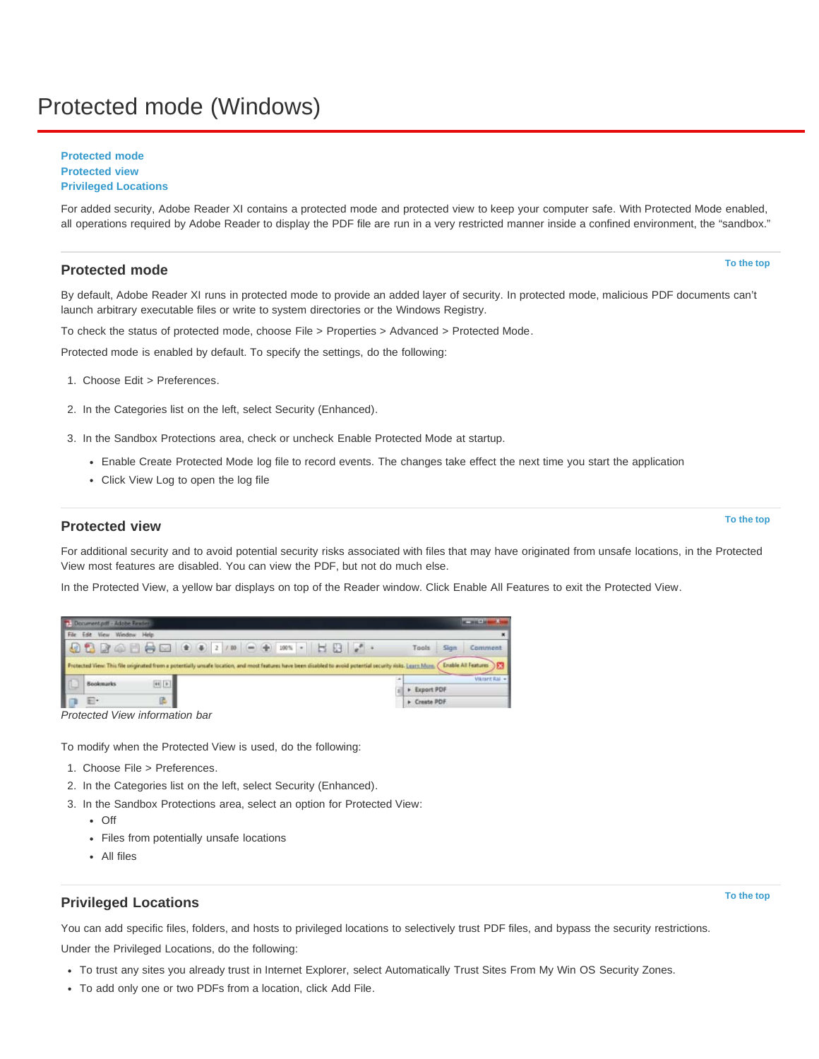# Protected mode (Windows)

Protected mode
Protected view
Privileged Locations

For added security, Adobe Reader XI contains a protected mode and protected view to keep your computer safe. With Protected Mode enabled, all operations required by Adobe Reader to display the PDF file are run in a very restricted manner inside a confined environment, the “sandbox.”

## Protected mode

To the top

By default, Adobe Reader XI runs in protected mode to provide an added layer of security. In protected mode, malicious PDF documents can’t launch arbitrary executable files or write to system directories or the Windows Registry.

To check the status of protected mode, choose File > Properties > Advanced > Protected Mode.

Protected mode is enabled by default. To specify the settings, do the following:

1. Choose Edit > Preferences.
2. In the Categories list on the left, select Security (Enhanced).
3. In the Sandbox Protections area, check or uncheck Enable Protected Mode at startup.
   - Enable Create Protected Mode log file to record events. The changes take effect the next time you start the application
   - Click View Log to open the log file

## Protected view

To the top

For additional security and to avoid potential security risks associated with files that may have originated from unsafe locations, in the Protected View most features are disabled. You can view the PDF, but not do much else.

In the Protected View, a yellow bar displays on top of the Reader window. Click Enable All Features to exit the Protected View.

*Protected View information bar*

To modify when the Protected View is used, do the following:

1. Choose File > Preferences.
2. In the Categories list on the left, select Security (Enhanced).
3. In the Sandbox Protections area, select an option for Protected View:
   - Off
   - Files from potentially unsafe locations
   - All files

## Privileged Locations

To the top

You can add specific files, folders, and hosts to privileged locations to selectively trust PDF files, and bypass the security restrictions.

Under the Privileged Locations, do the following:

- To trust any sites you already trust in Internet Explorer, select Automatically Trust Sites From My Win OS Security Zones.
- To add only one or two PDFs from a location, click Add File.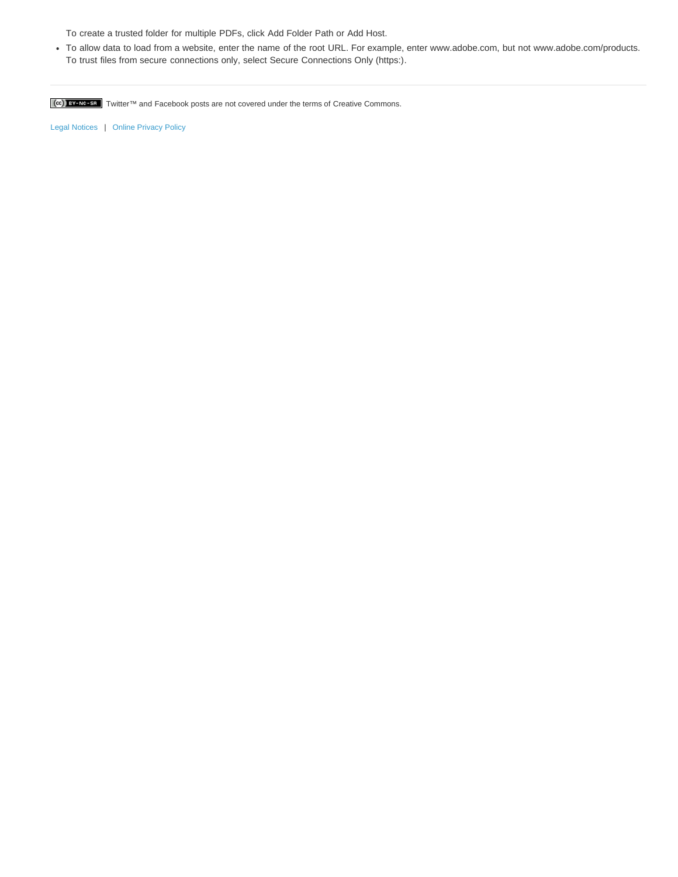To create a trusted folder for multiple PDFs, click Add Folder Path or Add Host.

- To allow data to load from a website, enter the name of the root URL. For example, enter www.adobe.com, but not www.adobe.com/products. To trust files from secure connections only, select Secure Connections Only (https:).

---

Twitter™ and Facebook posts are not covered under the terms of Creative Commons.

Legal Notices | Online Privacy Policy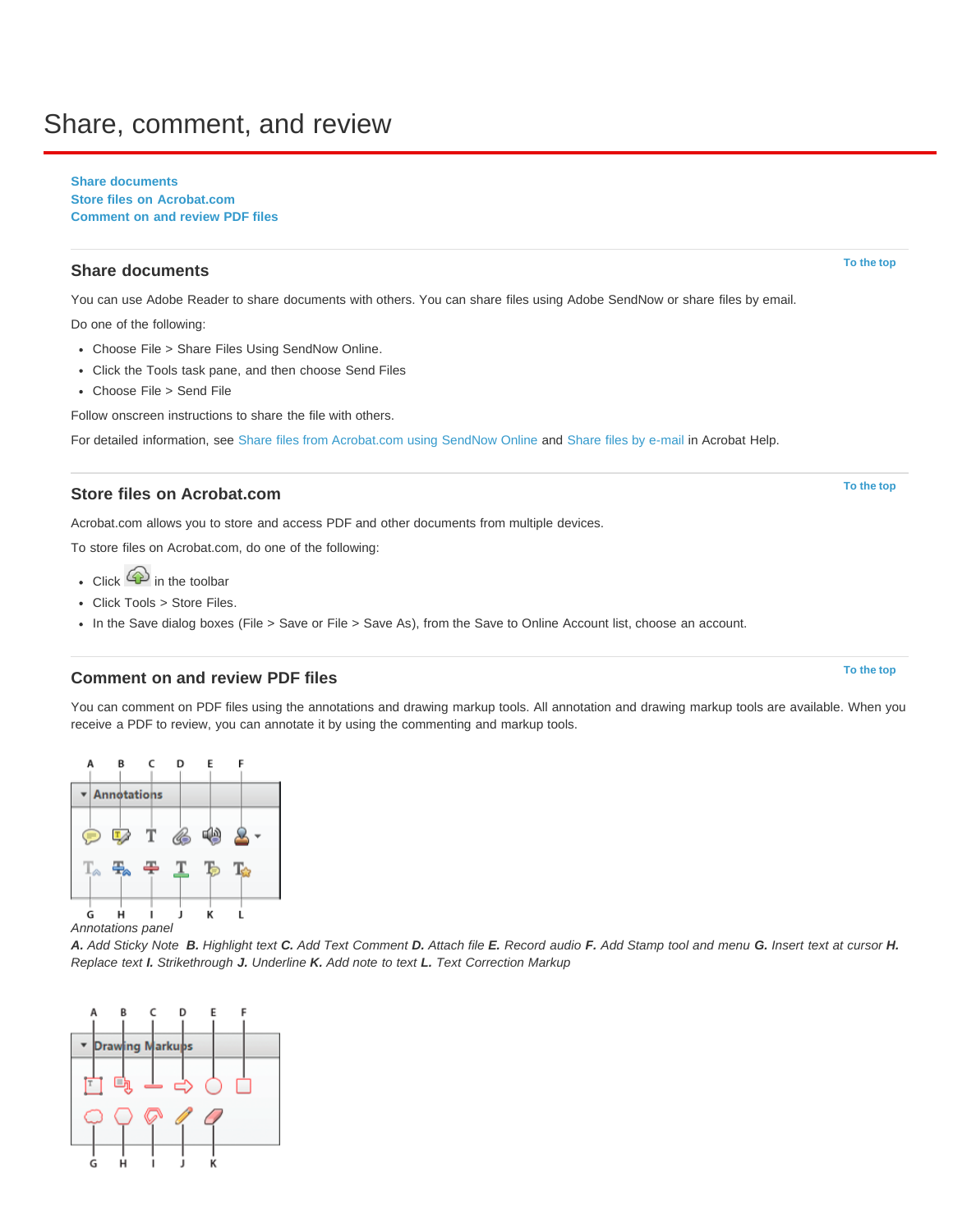# Share, comment, and review

Share documents
Store files on Acrobat.com
Comment on and review PDF files

## Share documents

To the top

You can use Adobe Reader to share documents with others. You can share files using Adobe SendNow or share files by email.

Do one of the following:

- Choose File > Share Files Using SendNow Online.
- Click the Tools task pane, and then choose Send Files
- Choose File > Send File

Follow onscreen instructions to share the file with others.

For detailed information, see Share files from Acrobat.com using SendNow Online and Share files by e-mail in Acrobat Help.

## Store files on Acrobat.com

To the top

Acrobat.com allows you to store and access PDF and other documents from multiple devices.

To store files on Acrobat.com, do one of the following:

- Click in the toolbar
- Click Tools > Store Files.
- In the Save dialog boxes (File > Save or File > Save As), from the Save to Online Account list, choose an account.

## Comment on and review PDF files

To the top

You can comment on PDF files using the annotations and drawing markup tools. All annotation and drawing markup tools are available. When you receive a PDF to review, you can annotate it by using the commenting and markup tools.

A B C D E F

Annotations

G H I J K L

*Annotations panel*

***A.** Add Sticky Note **B.** Highlight text **C.** Add Text Comment **D.** Attach file **E.** Record audio **F.** Add Stamp tool and menu **G.** Insert text at cursor **H.** Replace text **I.** Strikethrough **J.** Underline **K.** Add note to text **L.** Text Correction Markup*

A B C D E F

Drawing Markups

G H I J K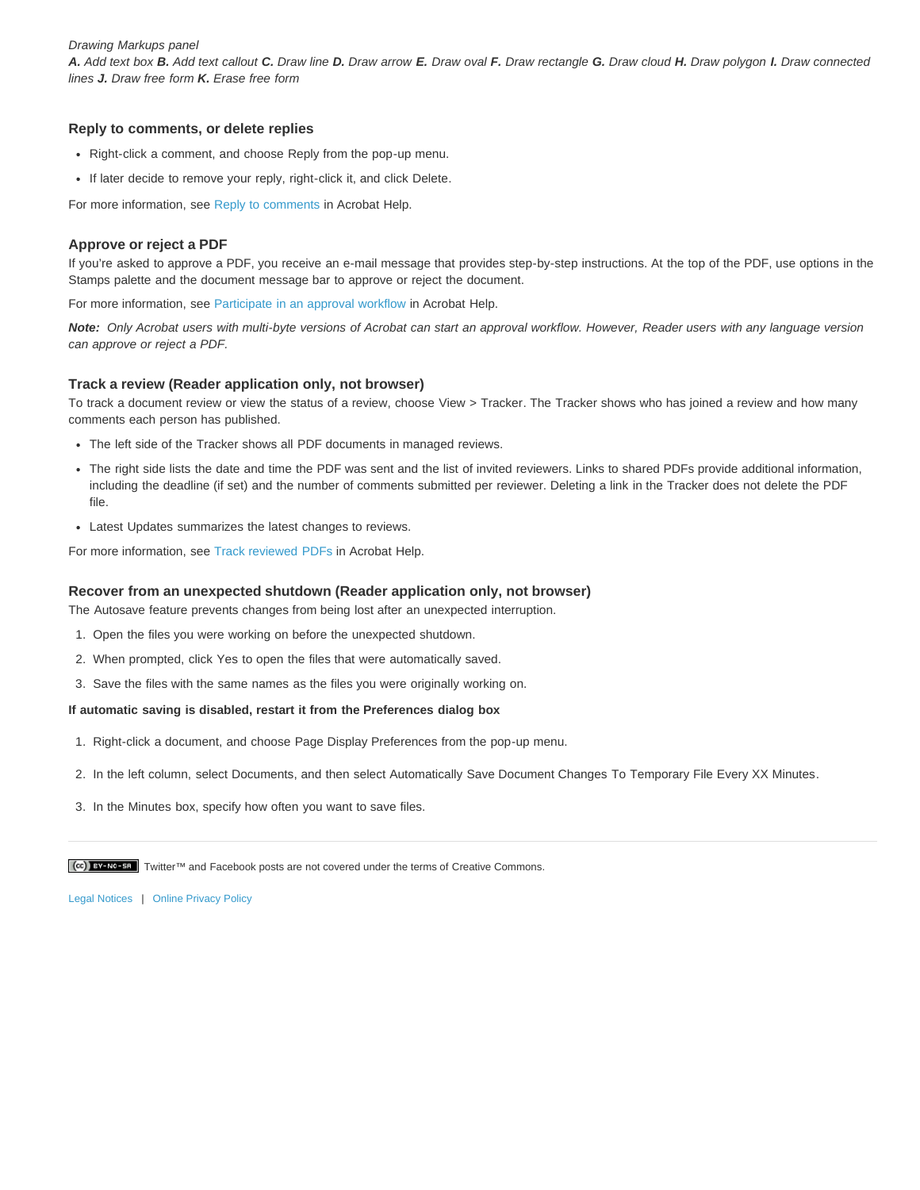*Drawing Markups panel*
***A.*** *Add text box* ***B.*** *Add text callout* ***C.*** *Draw line* ***D.*** *Draw arrow* ***E.*** *Draw oval* ***F.*** *Draw rectangle* ***G.*** *Draw cloud* ***H.*** *Draw polygon* ***I.*** *Draw connected lines* ***J.*** *Draw free form* ***K.*** *Erase free form*

### Reply to comments, or delete replies

- Right-click a comment, and choose Reply from the pop-up menu.
- If later decide to remove your reply, right-click it, and click Delete.

For more information, see Reply to comments in Acrobat Help.

### Approve or reject a PDF

If you're asked to approve a PDF, you receive an e-mail message that provides step-by-step instructions. At the top of the PDF, use options in the Stamps palette and the document message bar to approve or reject the document.

For more information, see Participate in an approval workflow in Acrobat Help.

***Note:*** *Only Acrobat users with multi-byte versions of Acrobat can start an approval workflow. However, Reader users with any language version can approve or reject a PDF.*

### Track a review (Reader application only, not browser)

To track a document review or view the status of a review, choose View > Tracker. The Tracker shows who has joined a review and how many comments each person has published.

- The left side of the Tracker shows all PDF documents in managed reviews.
- The right side lists the date and time the PDF was sent and the list of invited reviewers. Links to shared PDFs provide additional information, including the deadline (if set) and the number of comments submitted per reviewer. Deleting a link in the Tracker does not delete the PDF file.
- Latest Updates summarizes the latest changes to reviews.

For more information, see Track reviewed PDFs in Acrobat Help.

### Recover from an unexpected shutdown (Reader application only, not browser)

The Autosave feature prevents changes from being lost after an unexpected interruption.

1. Open the files you were working on before the unexpected shutdown.
2. When prompted, click Yes to open the files that were automatically saved.
3. Save the files with the same names as the files you were originally working on.

**If automatic saving is disabled, restart it from the Preferences dialog box**

1. Right-click a document, and choose Page Display Preferences from the pop-up menu.
2. In the left column, select Documents, and then select Automatically Save Document Changes To Temporary File Every XX Minutes.
3. In the Minutes box, specify how often you want to save files.

Twitter™ and Facebook posts are not covered under the terms of Creative Commons.

Legal Notices | Online Privacy Policy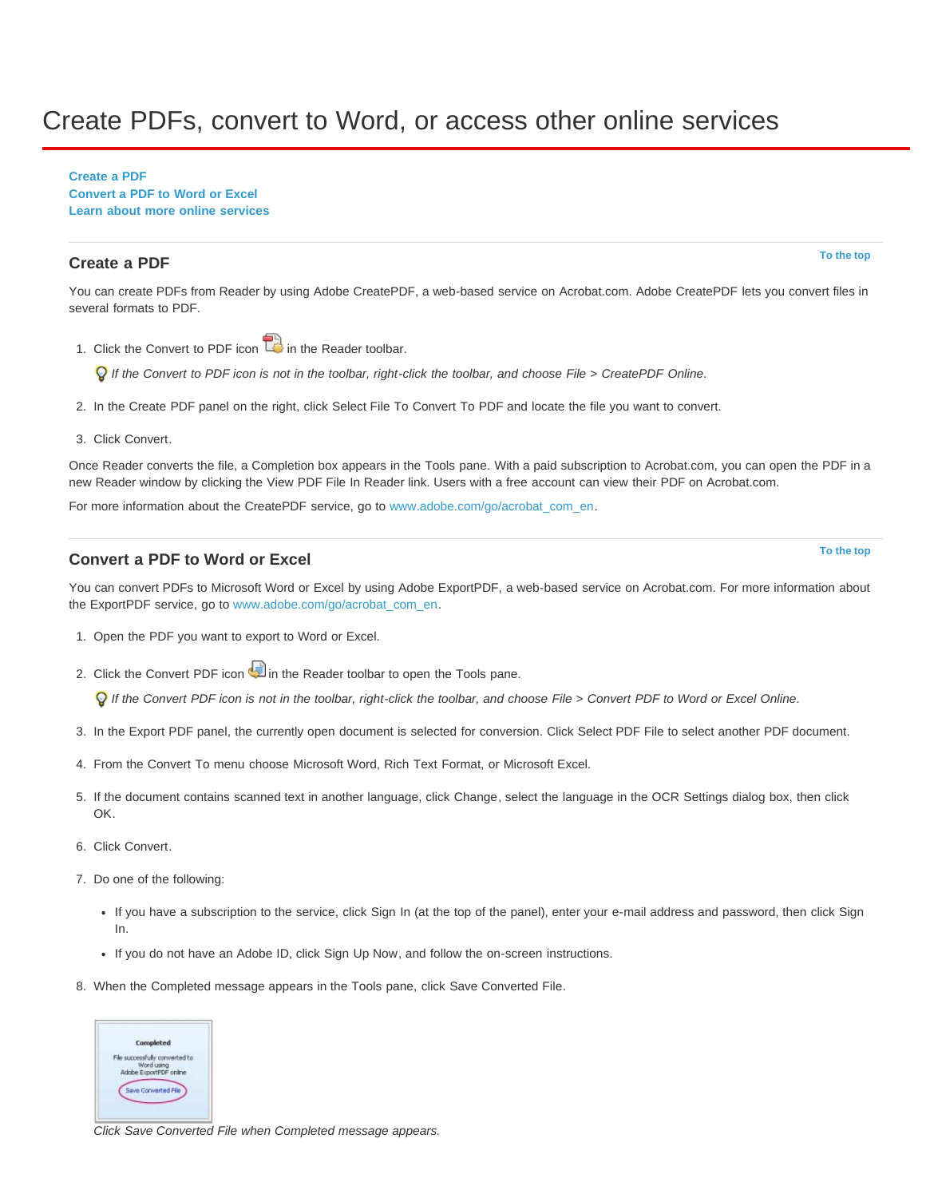# Create PDFs, convert to Word, or access other online services

Create a PDF
Convert a PDF to Word or Excel
Learn about more online services

## Create a PDF

To the top

You can create PDFs from Reader by using Adobe CreatePDF, a web-based service on Acrobat.com. Adobe CreatePDF lets you convert files in several formats to PDF.

1. Click the Convert to PDF icon in the Reader toolbar.

   *If the Convert to PDF icon is not in the toolbar, right-click the toolbar, and choose File > CreatePDF Online.*

2. In the Create PDF panel on the right, click Select File To Convert To PDF and locate the file you want to convert.

3. Click Convert.

Once Reader converts the file, a Completion box appears in the Tools pane. With a paid subscription to Acrobat.com, you can open the PDF in a new Reader window by clicking the View PDF File In Reader link. Users with a free account can view their PDF on Acrobat.com.

For more information about the CreatePDF service, go to www.adobe.com/go/acrobat_com_en.

## Convert a PDF to Word or Excel

To the top

You can convert PDFs to Microsoft Word or Excel by using Adobe ExportPDF, a web-based service on Acrobat.com. For more information about the ExportPDF service, go to www.adobe.com/go/acrobat_com_en.

1. Open the PDF you want to export to Word or Excel.

2. Click the Convert PDF icon in the Reader toolbar to open the Tools pane.

   *If the Convert PDF icon is not in the toolbar, right-click the toolbar, and choose File > Convert PDF to Word or Excel Online.*

3. In the Export PDF panel, the currently open document is selected for conversion. Click Select PDF File to select another PDF document.

4. From the Convert To menu choose Microsoft Word, Rich Text Format, or Microsoft Excel.

5. If the document contains scanned text in another language, click Change, select the language in the OCR Settings dialog box, then click OK.

6. Click Convert.

7. Do one of the following:

   - If you have a subscription to the service, click Sign In (at the top of the panel), enter your e-mail address and password, then click Sign In.
   - If you do not have an Adobe ID, click Sign Up Now, and follow the on-screen instructions.

8. When the Completed message appears in the Tools pane, click Save Converted File.

*Click Save Converted File when Completed message appears.*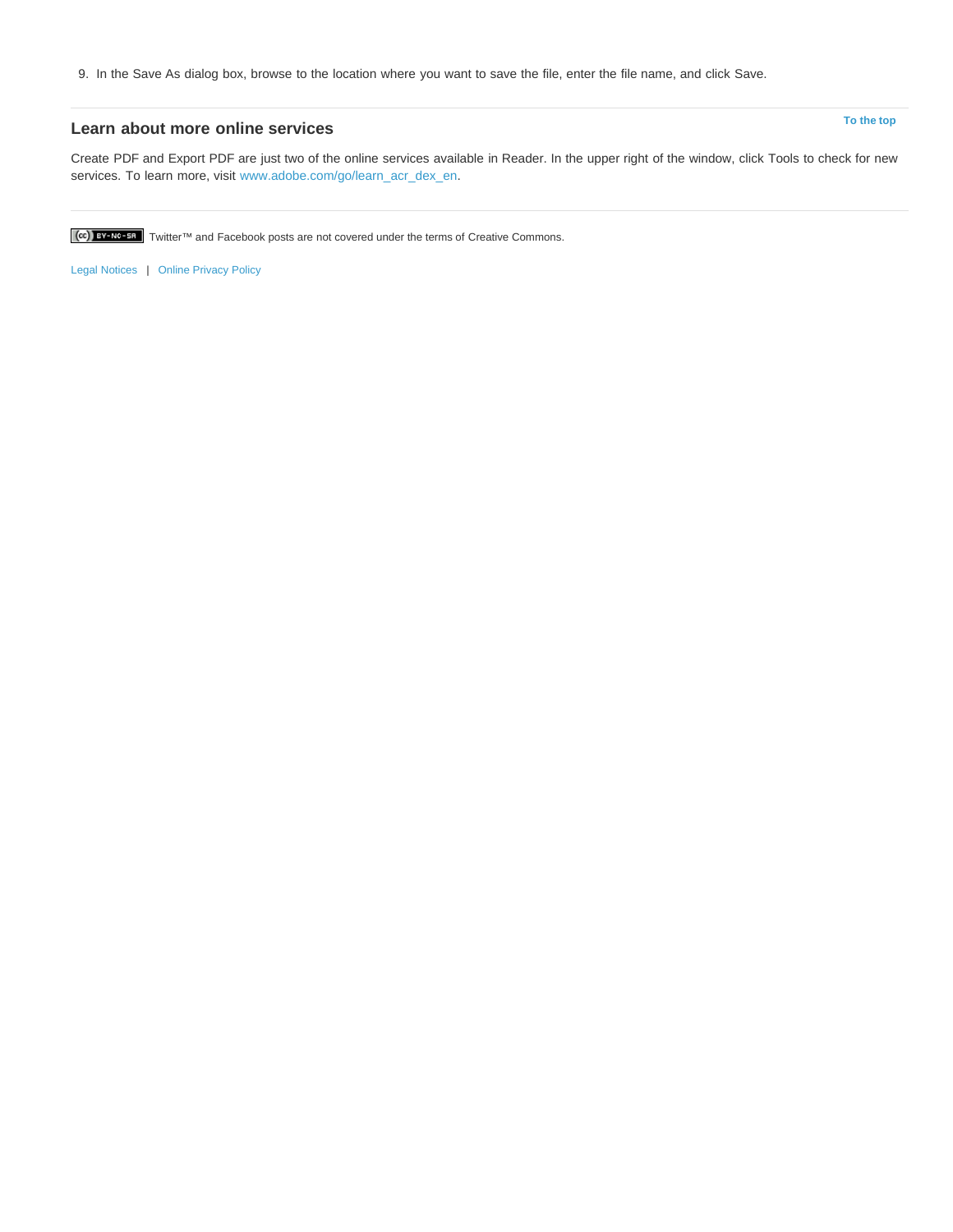9. In the Save As dialog box, browse to the location where you want to save the file, enter the file name, and click Save.

## Learn about more online services

To the top

Create PDF and Export PDF are just two of the online services available in Reader. In the upper right of the window, click Tools to check for new services. To learn more, visit www.adobe.com/go/learn_acr_dex_en.

Twitter™ and Facebook posts are not covered under the terms of Creative Commons.

Legal Notices | Online Privacy Policy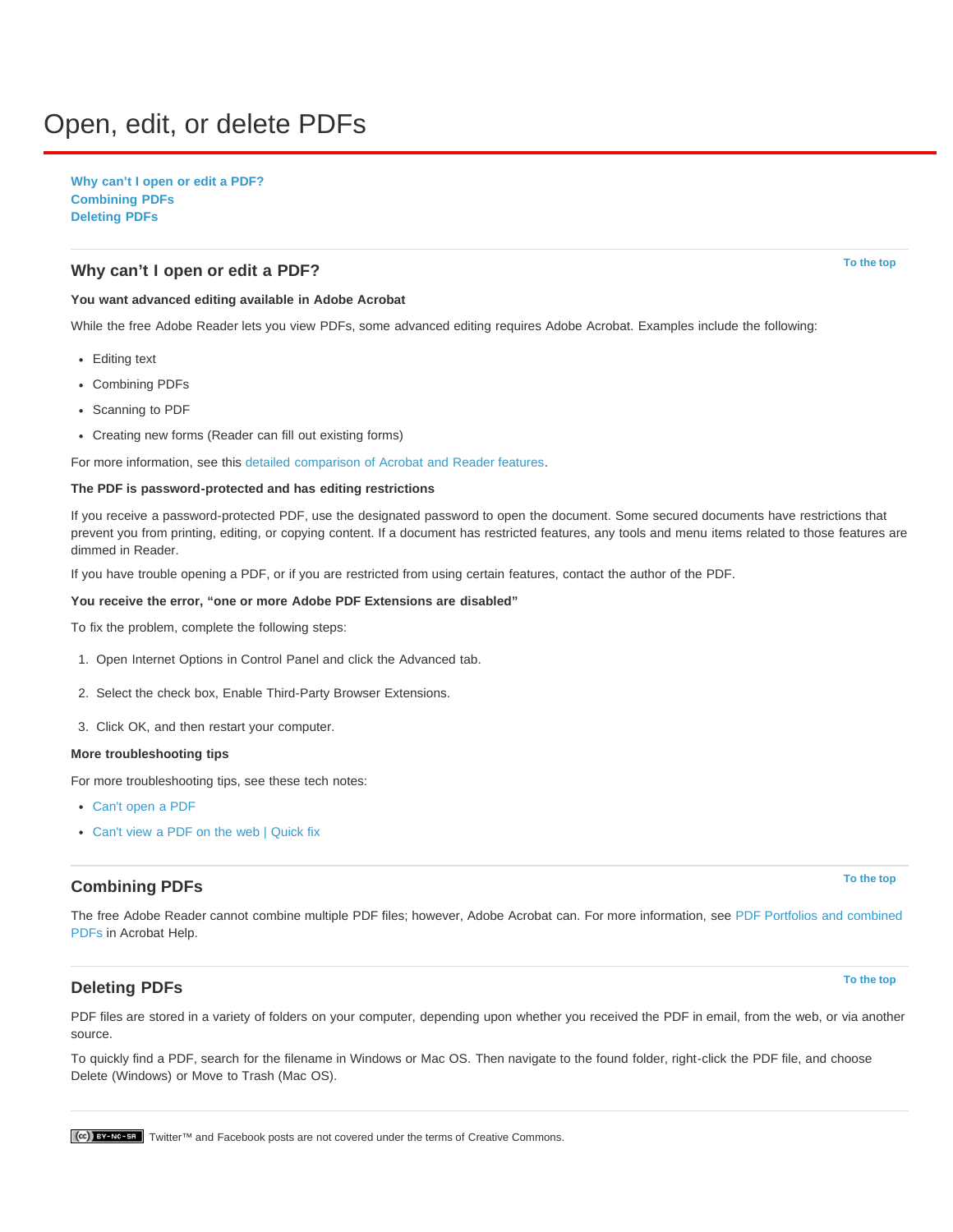# Open, edit, or delete PDFs

Why can't I open or edit a PDF?
Combining PDFs
Deleting PDFs

## Why can't I open or edit a PDF?

To the top

**You want advanced editing available in Adobe Acrobat**

While the free Adobe Reader lets you view PDFs, some advanced editing requires Adobe Acrobat. Examples include the following:

- Editing text
- Combining PDFs
- Scanning to PDF
- Creating new forms (Reader can fill out existing forms)

For more information, see this detailed comparison of Acrobat and Reader features.

**The PDF is password-protected and has editing restrictions**

If you receive a password-protected PDF, use the designated password to open the document. Some secured documents have restrictions that prevent you from printing, editing, or copying content. If a document has restricted features, any tools and menu items related to those features are dimmed in Reader.

If you have trouble opening a PDF, or if you are restricted from using certain features, contact the author of the PDF.

**You receive the error, "one or more Adobe PDF Extensions are disabled"**

To fix the problem, complete the following steps:

1. Open Internet Options in Control Panel and click the Advanced tab.
2. Select the check box, Enable Third-Party Browser Extensions.
3. Click OK, and then restart your computer.

**More troubleshooting tips**

For more troubleshooting tips, see these tech notes:

- Can't open a PDF
- Can't view a PDF on the web | Quick fix

## Combining PDFs

To the top

The free Adobe Reader cannot combine multiple PDF files; however, Adobe Acrobat can. For more information, see PDF Portfolios and combined PDFs in Acrobat Help.

## Deleting PDFs

To the top

PDF files are stored in a variety of folders on your computer, depending upon whether you received the PDF in email, from the web, or via another source.

To quickly find a PDF, search for the filename in Windows or Mac OS. Then navigate to the found folder, right-click the PDF file, and choose Delete (Windows) or Move to Trash (Mac OS).

Twitter™ and Facebook posts are not covered under the terms of Creative Commons.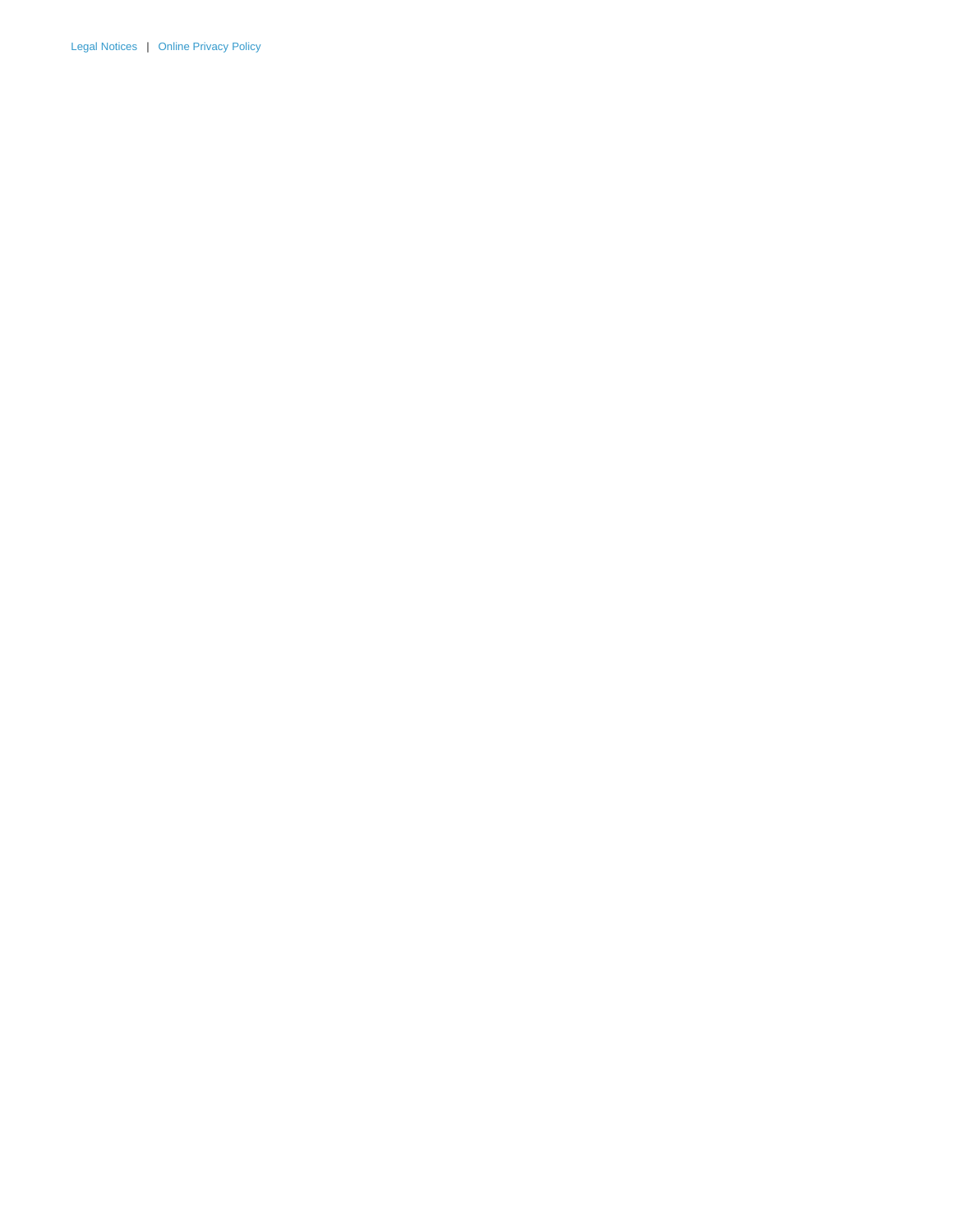Legal Notices | Online Privacy Policy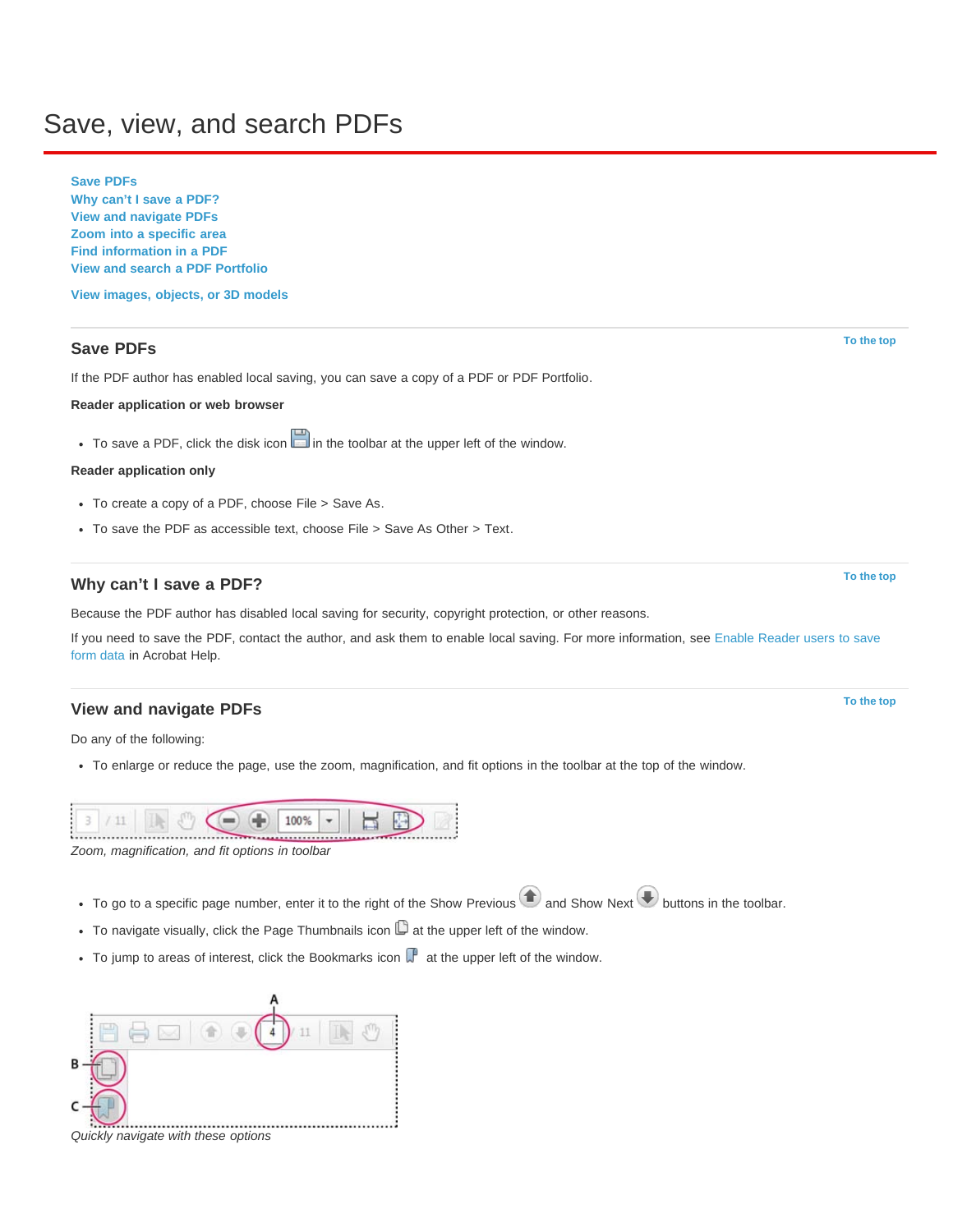# Save, view, and search PDFs

- Save PDFs
- Why can't I save a PDF?
- View and navigate PDFs
- Zoom into a specific area
- Find information in a PDF
- View and search a PDF Portfolio
- View images, objects, or 3D models

## Save PDFs

To the top

If the PDF author has enabled local saving, you can save a copy of a PDF or PDF Portfolio.

**Reader application or web browser**

- To save a PDF, click the disk icon in the toolbar at the upper left of the window.

**Reader application only**

- To create a copy of a PDF, choose File > Save As.
- To save the PDF as accessible text, choose File > Save As Other > Text.

## Why can't I save a PDF?

To the top

Because the PDF author has disabled local saving for security, copyright protection, or other reasons.

If you need to save the PDF, contact the author, and ask them to enable local saving. For more information, see Enable Reader users to save form data in Acrobat Help.

## View and navigate PDFs

To the top

Do any of the following:

- To enlarge or reduce the page, use the zoom, magnification, and fit options in the toolbar at the top of the window.

*Zoom, magnification, and fit options in toolbar*

- To go to a specific page number, enter it to the right of the Show Previous and Show Next buttons in the toolbar.
- To navigate visually, click the Page Thumbnails icon at the upper left of the window.
- To jump to areas of interest, click the Bookmarks icon at the upper left of the window.

*Quickly navigate with these options*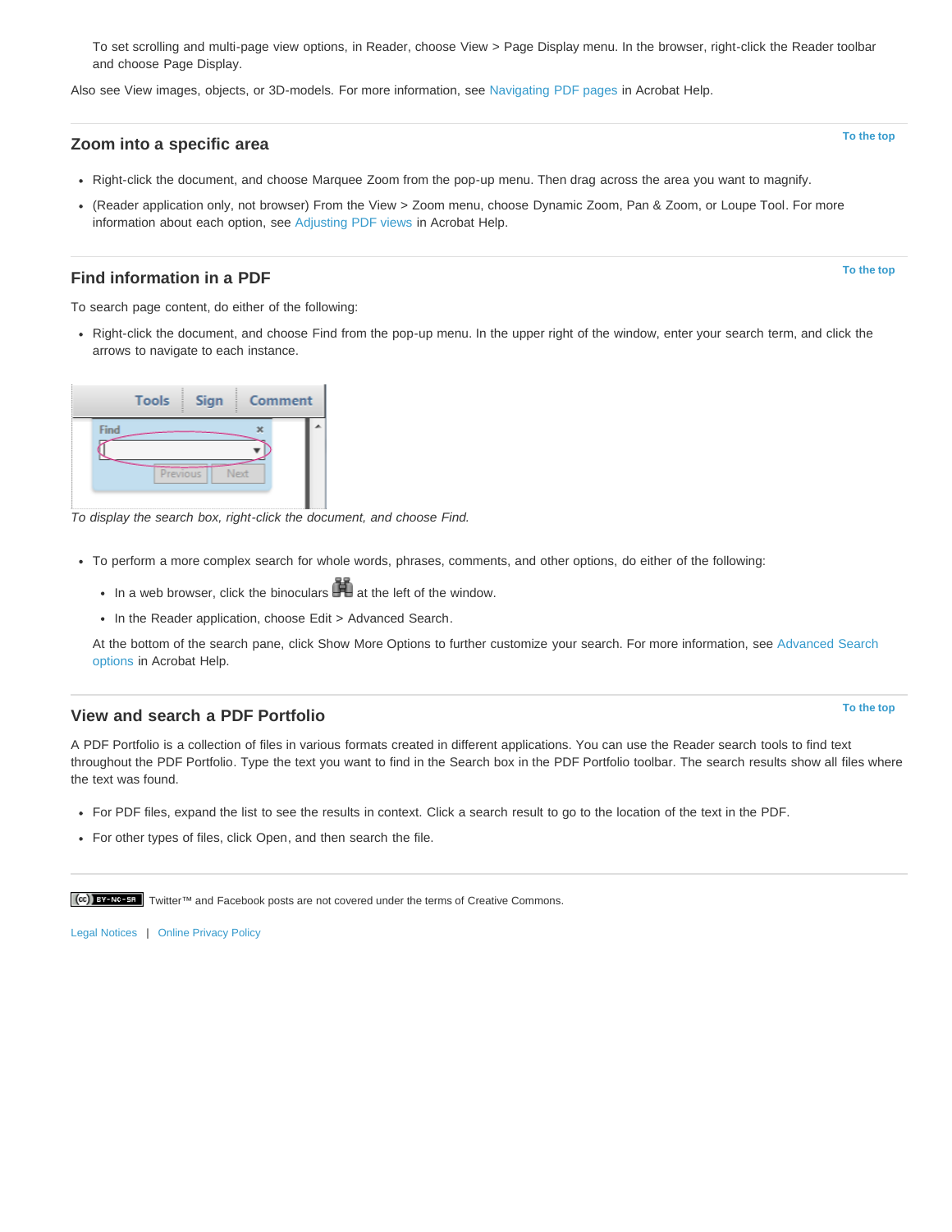To set scrolling and multi-page view options, in Reader, choose View > Page Display menu. In the browser, right-click the Reader toolbar and choose Page Display.

Also see View images, objects, or 3D-models. For more information, see Navigating PDF pages in Acrobat Help.

## Zoom into a specific area

To the top

- Right-click the document, and choose Marquee Zoom from the pop-up menu. Then drag across the area you want to magnify.
- (Reader application only, not browser) From the View > Zoom menu, choose Dynamic Zoom, Pan & Zoom, or Loupe Tool. For more information about each option, see Adjusting PDF views in Acrobat Help.

## Find information in a PDF

To the top

To search page content, do either of the following:

- Right-click the document, and choose Find from the pop-up menu. In the upper right of the window, enter your search term, and click the arrows to navigate to each instance.

*To display the search box, right-click the document, and choose Find.*

- To perform a more complex search for whole words, phrases, comments, and other options, do either of the following:
  - In a web browser, click the binoculars at the left of the window.
  - In the Reader application, choose Edit > Advanced Search.

  At the bottom of the search pane, click Show More Options to further customize your search. For more information, see Advanced Search options in Acrobat Help.

## View and search a PDF Portfolio

To the top

A PDF Portfolio is a collection of files in various formats created in different applications. You can use the Reader search tools to find text throughout the PDF Portfolio. Type the text you want to find in the Search box in the PDF Portfolio toolbar. The search results show all files where the text was found.

- For PDF files, expand the list to see the results in context. Click a search result to go to the location of the text in the PDF.
- For other types of files, click Open, and then search the file.

Twitter™ and Facebook posts are not covered under the terms of Creative Commons.

Legal Notices | Online Privacy Policy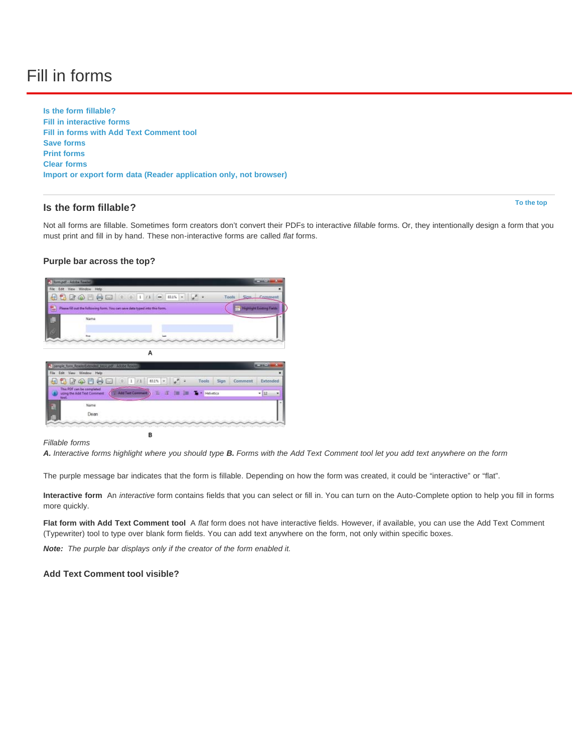# Fill in forms

- Is the form fillable?
- Fill in interactive forms
- Fill in forms with Add Text Comment tool
- Save forms
- Print forms
- Clear forms
- Import or export form data (Reader application only, not browser)

## Is the form fillable?

To the top

Not all forms are fillable. Sometimes form creators don't convert their PDFs to interactive *fillable* forms. Or, they intentionally design a form that you must print and fill in by hand. These non-interactive forms are called *flat* forms.

### Purple bar across the top?

*Fillable forms*

***A.*** *Interactive forms highlight where you should type* ***B.*** *Forms with the Add Text Comment tool let you add text anywhere on the form*

The purple message bar indicates that the form is fillable. Depending on how the form was created, it could be "interactive" or "flat".

**Interactive form** An *interactive* form contains fields that you can select or fill in. You can turn on the Auto-Complete option to help you fill in forms more quickly.

**Flat form with Add Text Comment tool** A *flat* form does not have interactive fields. However, if available, you can use the Add Text Comment (Typewriter) tool to type over blank form fields. You can add text anywhere on the form, not only within specific boxes.

***Note:*** *The purple bar displays only if the creator of the form enabled it.*

### Add Text Comment tool visible?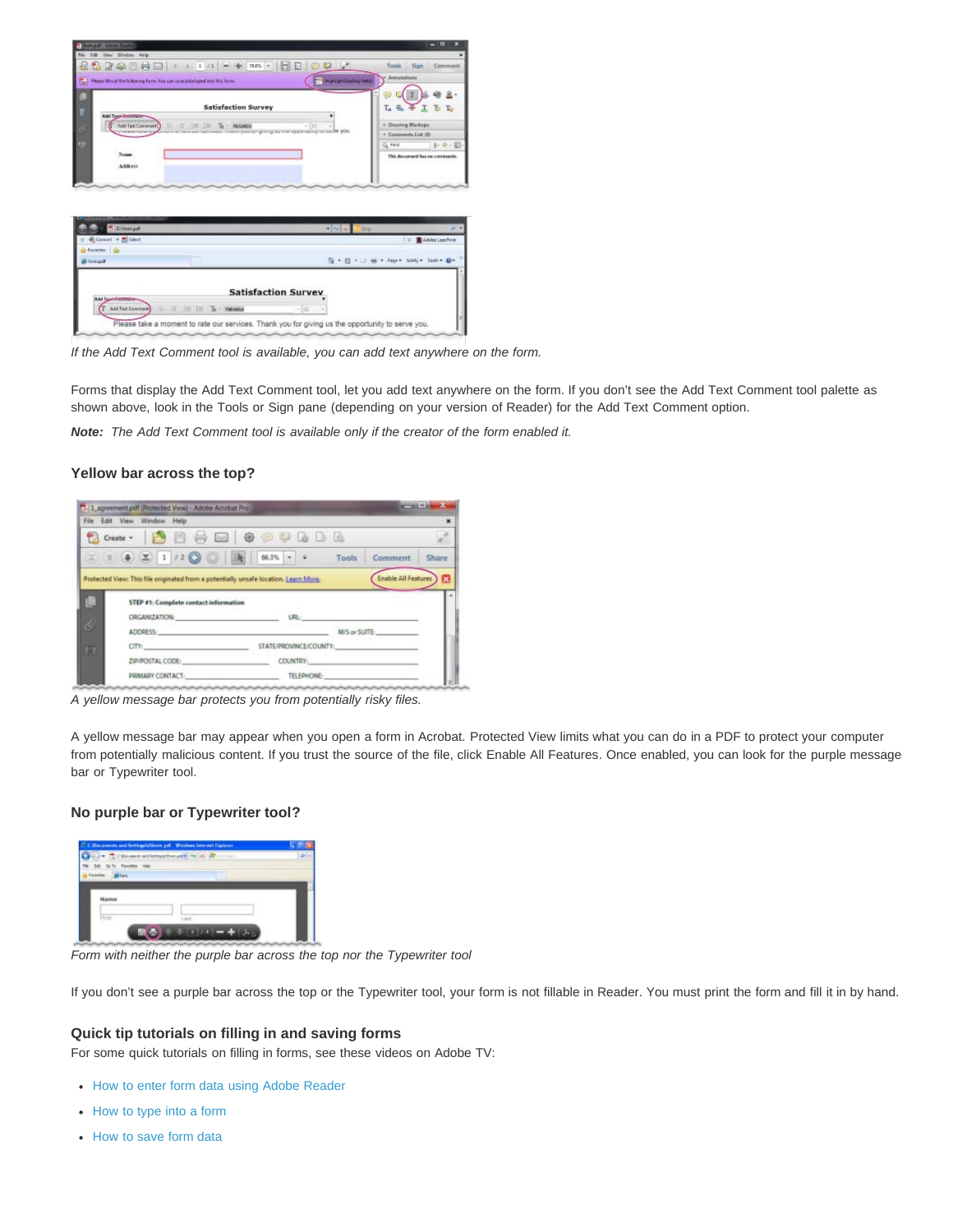*If the Add Text Comment tool is available, you can add text anywhere on the form.*

Forms that display the Add Text Comment tool, let you add text anywhere on the form. If you don't see the Add Text Comment tool palette as shown above, look in the Tools or Sign pane (depending on your version of Reader) for the Add Text Comment option.

***Note:*** *The Add Text Comment tool is available only if the creator of the form enabled it.*

### Yellow bar across the top?

*A yellow message bar protects you from potentially risky files.*

A yellow message bar may appear when you open a form in Acrobat. Protected View limits what you can do in a PDF to protect your computer from potentially malicious content. If you trust the source of the file, click Enable All Features. Once enabled, you can look for the purple message bar or Typewriter tool.

### No purple bar or Typewriter tool?

*Form with neither the purple bar across the top nor the Typewriter tool*

If you don't see a purple bar across the top or the Typewriter tool, your form is not fillable in Reader. You must print the form and fill it in by hand.

### Quick tip tutorials on filling in and saving forms

For some quick tutorials on filling in forms, see these videos on Adobe TV:

- How to enter form data using Adobe Reader
- How to type into a form
- How to save form data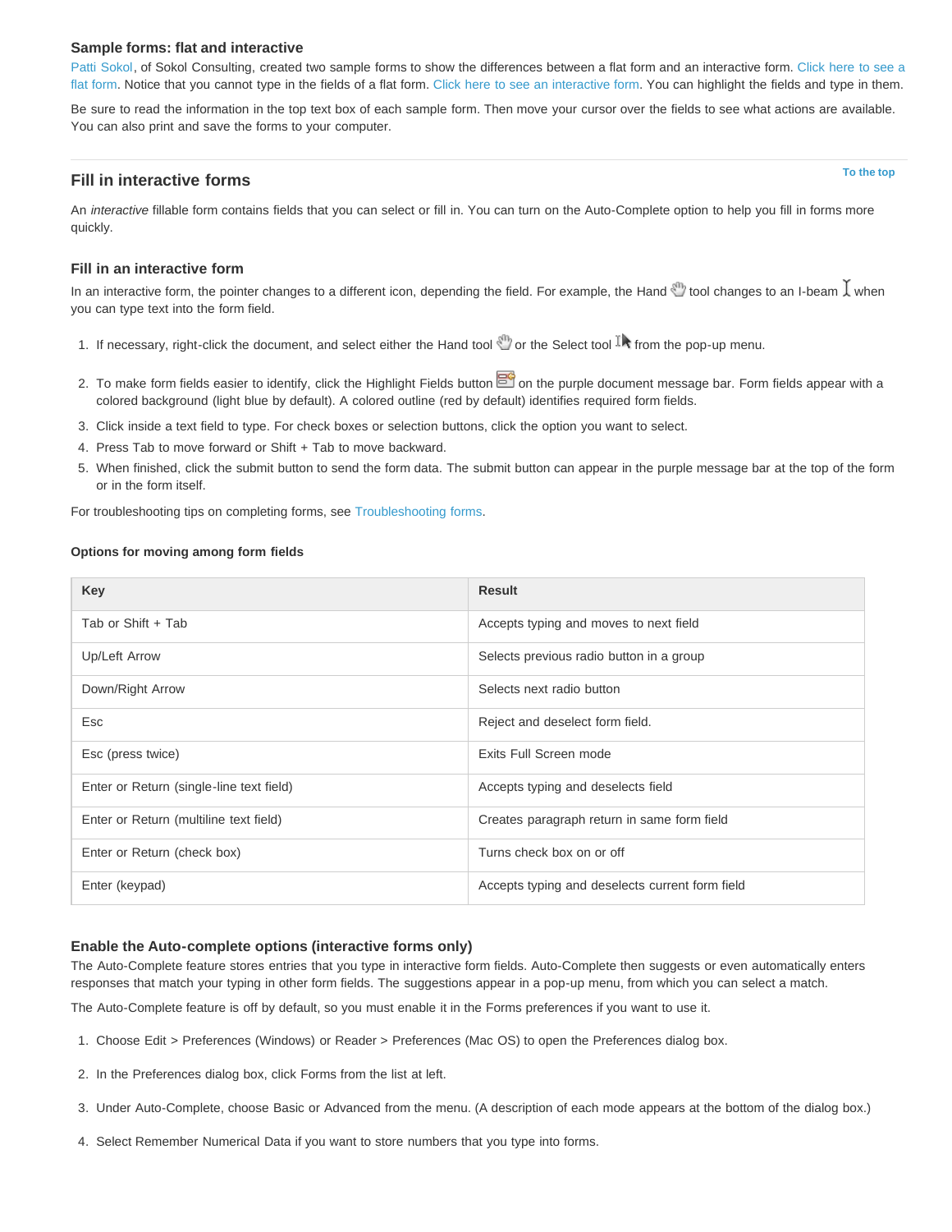### Sample forms: flat and interactive

Patti Sokol, of Sokol Consulting, created two sample forms to show the differences between a flat form and an interactive form. Click here to see a flat form. Notice that you cannot type in the fields of a flat form. Click here to see an interactive form. You can highlight the fields and type in them.

Be sure to read the information in the top text box of each sample form. Then move your cursor over the fields to see what actions are available. You can also print and save the forms to your computer.

To the top

## Fill in interactive forms

An *interactive* fillable form contains fields that you can select or fill in. You can turn on the Auto-Complete option to help you fill in forms more quickly.

### Fill in an interactive form

In an interactive form, the pointer changes to a different icon, depending the field. For example, the Hand tool changes to an I-beam when you can type text into the form field.

1. If necessary, right-click the document, and select either the Hand tool or the Select tool from the pop-up menu.
2. To make form fields easier to identify, click the Highlight Fields button on the purple document message bar. Form fields appear with a colored background (light blue by default). A colored outline (red by default) identifies required form fields.
3. Click inside a text field to type. For check boxes or selection buttons, click the option you want to select.
4. Press Tab to move forward or Shift + Tab to move backward.
5. When finished, click the submit button to send the form data. The submit button can appear in the purple message bar at the top of the form or in the form itself.

For troubleshooting tips on completing forms, see Troubleshooting forms.

**Options for moving among form fields**

| Key | Result |
|---|---|
| Tab or Shift + Tab | Accepts typing and moves to next field |
| Up/Left Arrow | Selects previous radio button in a group |
| Down/Right Arrow | Selects next radio button |
| Esc | Reject and deselect form field. |
| Esc (press twice) | Exits Full Screen mode |
| Enter or Return (single-line text field) | Accepts typing and deselects field |
| Enter or Return (multiline text field) | Creates paragraph return in same form field |
| Enter or Return (check box) | Turns check box on or off |
| Enter (keypad) | Accepts typing and deselects current form field |

### Enable the Auto-complete options (interactive forms only)

The Auto-Complete feature stores entries that you type in interactive form fields. Auto-Complete then suggests or even automatically enters responses that match your typing in other form fields. The suggestions appear in a pop-up menu, from which you can select a match.

The Auto-Complete feature is off by default, so you must enable it in the Forms preferences if you want to use it.

1. Choose Edit > Preferences (Windows) or Reader > Preferences (Mac OS) to open the Preferences dialog box.
2. In the Preferences dialog box, click Forms from the list at left.
3. Under Auto-Complete, choose Basic or Advanced from the menu. (A description of each mode appears at the bottom of the dialog box.)
4. Select Remember Numerical Data if you want to store numbers that you type into forms.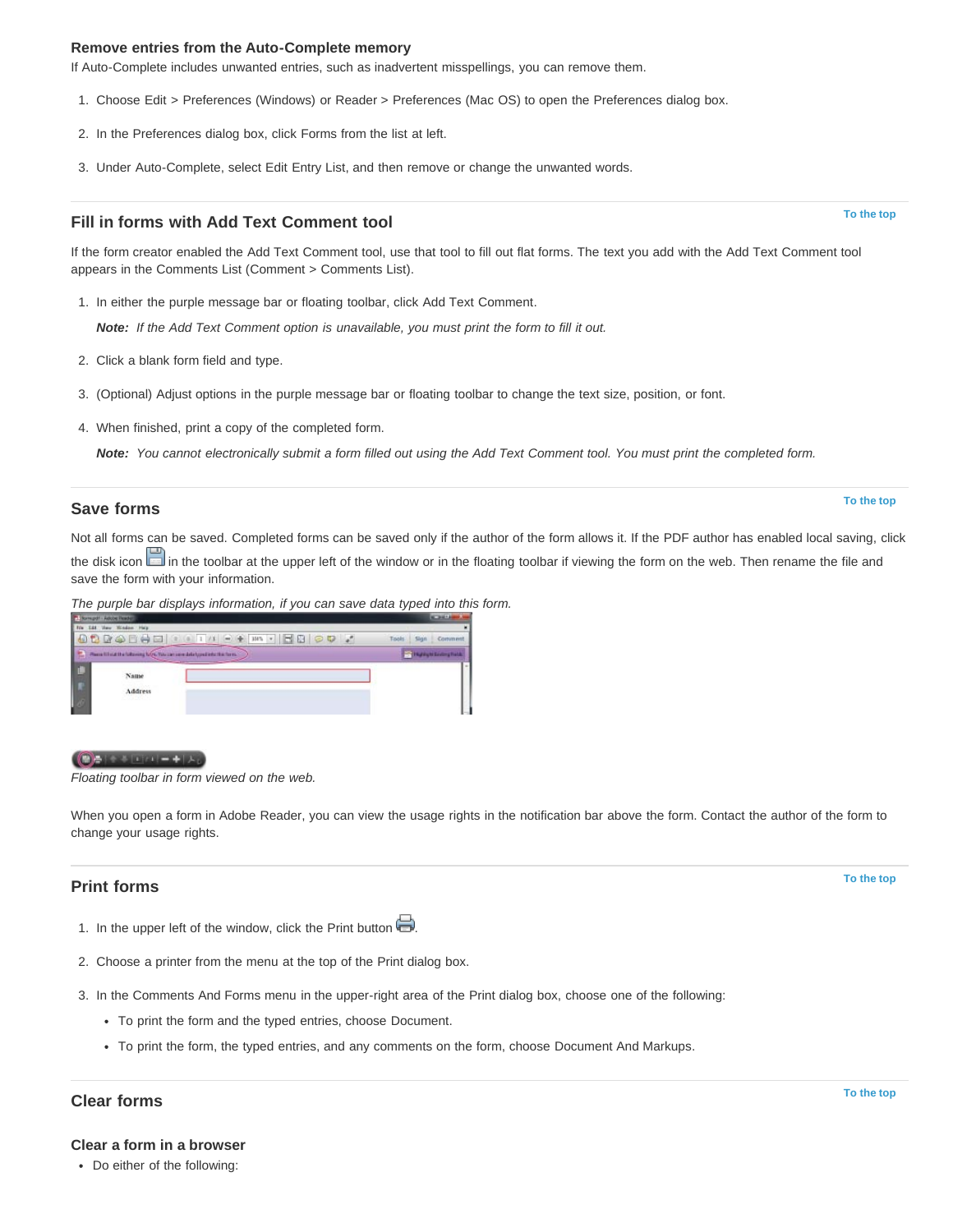### Remove entries from the Auto-Complete memory

If Auto-Complete includes unwanted entries, such as inadvertent misspellings, you can remove them.

1. Choose Edit > Preferences (Windows) or Reader > Preferences (Mac OS) to open the Preferences dialog box.
2. In the Preferences dialog box, click Forms from the list at left.
3. Under Auto-Complete, select Edit Entry List, and then remove or change the unwanted words.

To the top

## Fill in forms with Add Text Comment tool

If the form creator enabled the Add Text Comment tool, use that tool to fill out flat forms. The text you add with the Add Text Comment tool appears in the Comments List (Comment > Comments List).

1. In either the purple message bar or floating toolbar, click Add Text Comment.

   ***Note:*** *If the Add Text Comment option is unavailable, you must print the form to fill it out.*

2. Click a blank form field and type.
3. (Optional) Adjust options in the purple message bar or floating toolbar to change the text size, position, or font.
4. When finished, print a copy of the completed form.

   ***Note:*** *You cannot electronically submit a form filled out using the Add Text Comment tool. You must print the completed form.*

To the top

## Save forms

Not all forms can be saved. Completed forms can be saved only if the author of the form allows it. If the PDF author has enabled local saving, click the disk icon in the toolbar at the upper left of the window or in the floating toolbar if viewing the form on the web. Then rename the file and save the form with your information.

*The purple bar displays information, if you can save data typed into this form.*

*Floating toolbar in form viewed on the web.*

When you open a form in Adobe Reader, you can view the usage rights in the notification bar above the form. Contact the author of the form to change your usage rights.

To the top

## Print forms

1. In the upper left of the window, click the Print button .
2. Choose a printer from the menu at the top of the Print dialog box.
3. In the Comments And Forms menu in the upper-right area of the Print dialog box, choose one of the following:
   - To print the form and the typed entries, choose Document.
   - To print the form, the typed entries, and any comments on the form, choose Document And Markups.

To the top

## Clear forms

### Clear a form in a browser

- Do either of the following: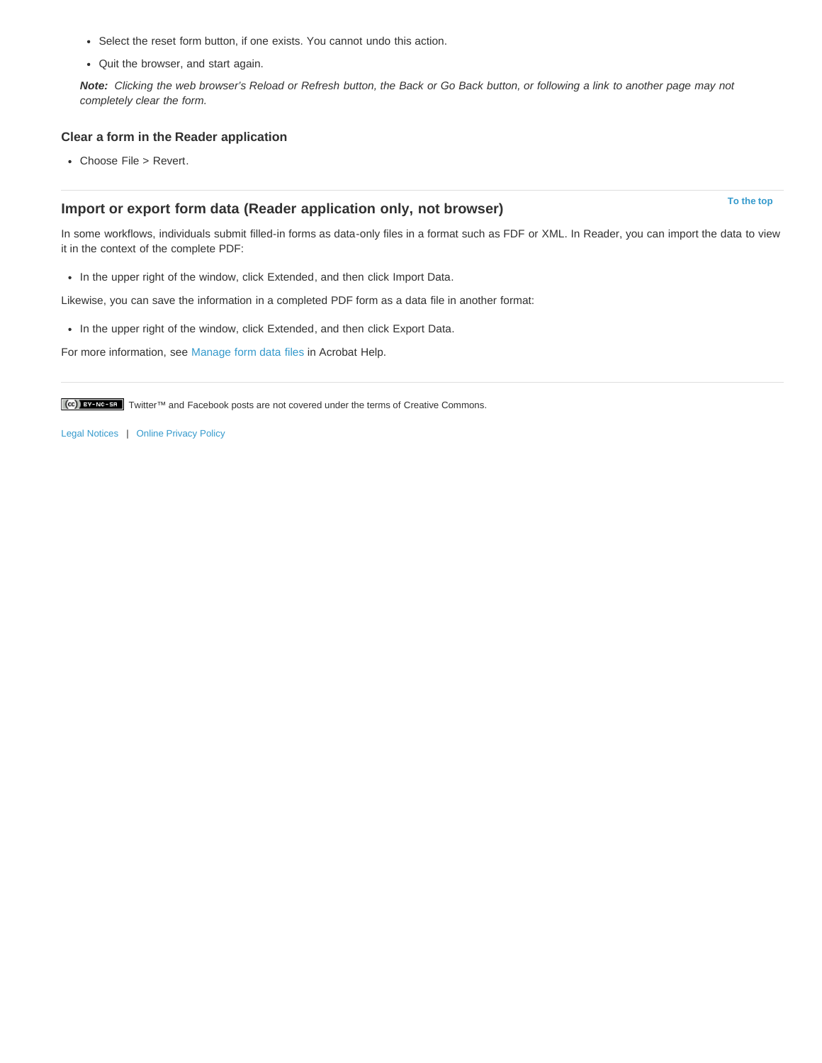- Select the reset form button, if one exists. You cannot undo this action.
- Quit the browser, and start again.

***Note:*** *Clicking the web browser's Reload or Refresh button, the Back or Go Back button, or following a link to another page may not completely clear the form.*

### Clear a form in the Reader application

- Choose File > Revert.

To the top

## Import or export form data (Reader application only, not browser)

In some workflows, individuals submit filled-in forms as data-only files in a format such as FDF or XML. In Reader, you can import the data to view it in the context of the complete PDF:

- In the upper right of the window, click Extended, and then click Import Data.

Likewise, you can save the information in a completed PDF form as a data file in another format:

- In the upper right of the window, click Extended, and then click Export Data.

For more information, see Manage form data files in Acrobat Help.

Twitter™ and Facebook posts are not covered under the terms of Creative Commons.

Legal Notices | Online Privacy Policy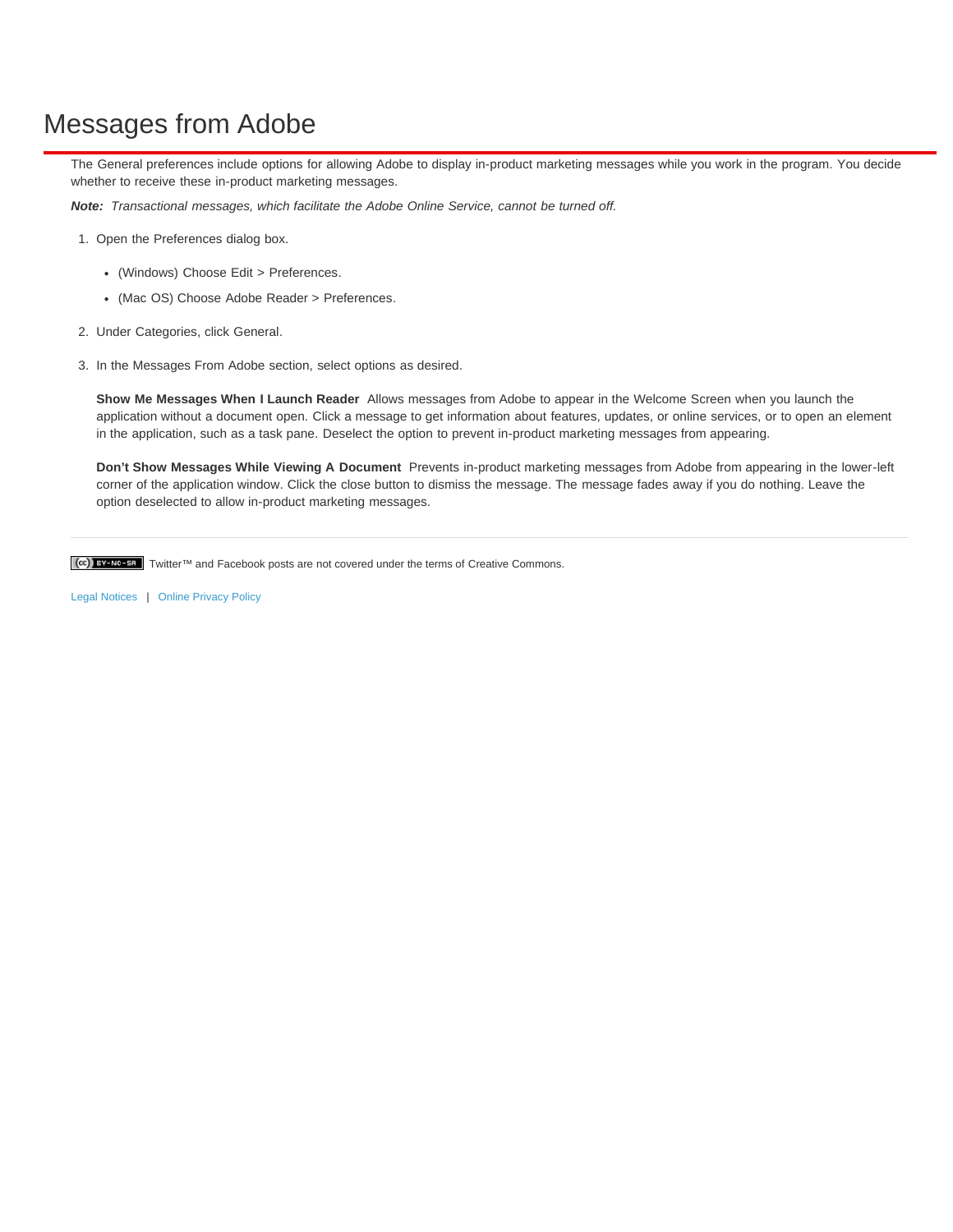# Messages from Adobe

The General preferences include options for allowing Adobe to display in-product marketing messages while you work in the program. You decide whether to receive these in-product marketing messages.

***Note:*** *Transactional messages, which facilitate the Adobe Online Service, cannot be turned off.*

1. Open the Preferences dialog box.
   - (Windows) Choose Edit > Preferences.
   - (Mac OS) Choose Adobe Reader > Preferences.
2. Under Categories, click General.
3. In the Messages From Adobe section, select options as desired.

   **Show Me Messages When I Launch Reader** Allows messages from Adobe to appear in the Welcome Screen when you launch the application without a document open. Click a message to get information about features, updates, or online services, or to open an element in the application, such as a task pane. Deselect the option to prevent in-product marketing messages from appearing.

   **Don't Show Messages While Viewing A Document** Prevents in-product marketing messages from Adobe from appearing in the lower-left corner of the application window. Click the close button to dismiss the message. The message fades away if you do nothing. Leave the option deselected to allow in-product marketing messages.

---

(cc) BY-NC-SA Twitter™ and Facebook posts are not covered under the terms of Creative Commons.

Legal Notices | Online Privacy Policy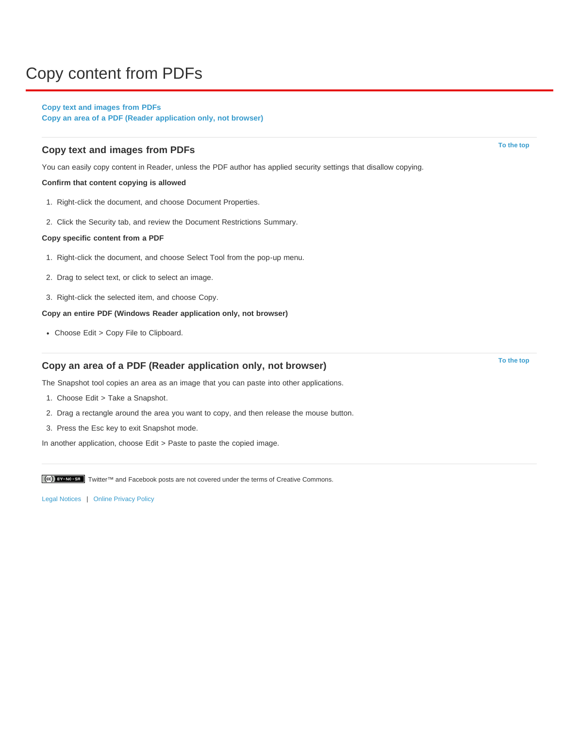# Copy content from PDFs

Copy text and images from PDFs
Copy an area of a PDF (Reader application only, not browser)

## Copy text and images from PDFs

To the top

You can easily copy content in Reader, unless the PDF author has applied security settings that disallow copying.

**Confirm that content copying is allowed**

1. Right-click the document, and choose Document Properties.
2. Click the Security tab, and review the Document Restrictions Summary.

**Copy specific content from a PDF**

1. Right-click the document, and choose Select Tool from the pop-up menu.
2. Drag to select text, or click to select an image.
3. Right-click the selected item, and choose Copy.

**Copy an entire PDF (Windows Reader application only, not browser)**

- Choose Edit > Copy File to Clipboard.

## Copy an area of a PDF (Reader application only, not browser)

To the top

The Snapshot tool copies an area as an image that you can paste into other applications.

1. Choose Edit > Take a Snapshot.
2. Drag a rectangle around the area you want to copy, and then release the mouse button.
3. Press the Esc key to exit Snapshot mode.

In another application, choose Edit > Paste to paste the copied image.

Twitter™ and Facebook posts are not covered under the terms of Creative Commons.

Legal Notices | Online Privacy Policy